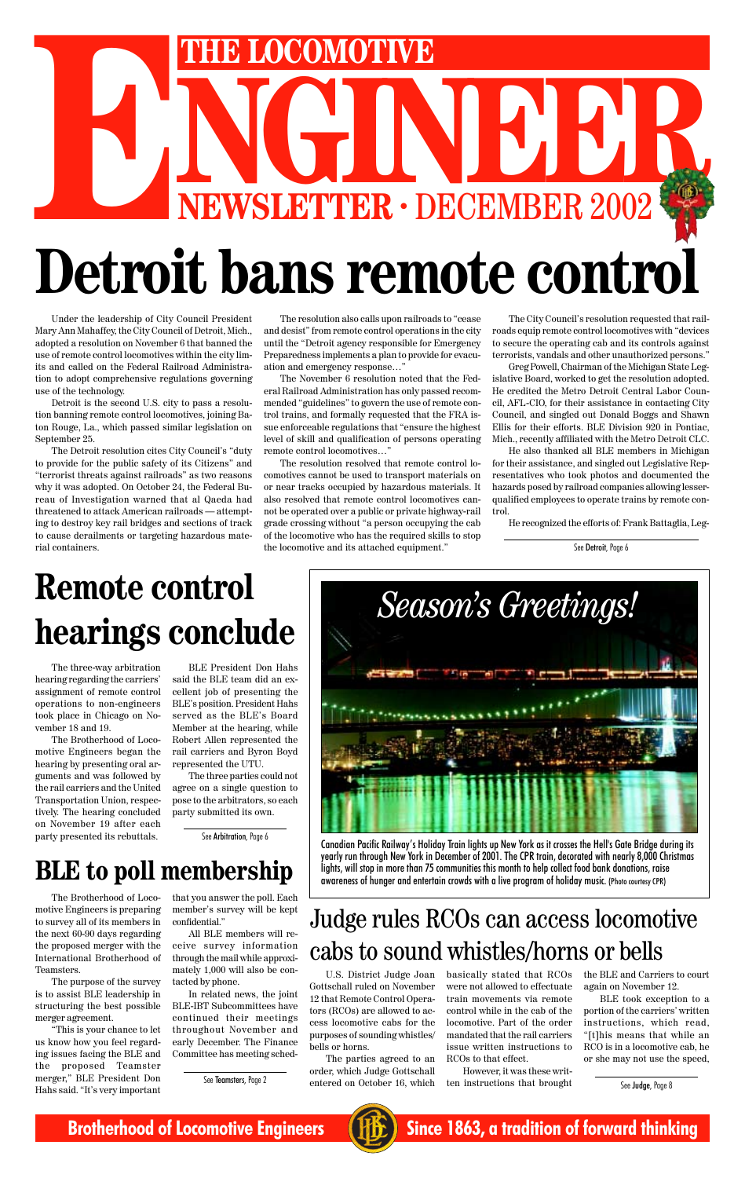# THE LOCOMOTIVE ENGINEER NEWSLETTER · DECEMBER 2002

# Detroit bans remote control

Under the leadership of City Council President Mary Ann Mahaffey, the City Council of Detroit, Mich., adopted a resolution on November 6 that banned the use of remote control locomotives within the city limits and called on the Federal Railroad Administration to adopt comprehensive regulations governing use of the technology.

Detroit is the second U.S. city to pass a resolution banning remote control locomotives, joining Baton Rouge, La., which passed similar legislation on September 25.

The Detroit resolution cites City Council's "duty to provide for the public safety of its Citizens" and "terrorist threats against railroads" as two reasons why it was adopted. On October 24, the Federal Bureau of Investigation warned that al Qaeda had threatened to attack American railroads — attempting to destroy key rail bridges and sections of track to cause derailments or targeting hazardous material containers.

The resolution also calls upon railroads to "cease and desist" from remote control operations in the city until the "Detroit agency responsible for Emergency Preparedness implements a plan to provide for evacuation and emergency response…"

The November 6 resolution noted that the Federal Railroad Administration has only passed recommended "guidelines" to govern the use of remote control trains, and formally requested that the FRA issue enforceable regulations that "ensure the highest level of skill and qualification of persons operating remote control locomotives…"

The resolution resolved that remote control locomotives cannot be used to transport materials on or near tracks occupied by hazardous materials. It also resolved that remote control locomotives cannot be operated over a public or private highway-rail grade crossing without "a person occupying the cab of the locomotive who has the required skills to stop the locomotive and its attached equipment."

The City Council's resolution requested that railroads equip remote control locomotives with "devices to secure the operating cab and its controls against terrorists, vandals and other unauthorized persons."

Greg Powell, Chairman of the Michigan State Legislative Board, worked to get the resolution adopted. He credited the Metro Detroit Central Labor Council, AFL-CIO, for their assistance in contacting City Council, and singled out Donald Boggs and Shawn Ellis for their efforts. BLE Division 920 in Pontiac, Mich., recently affiliated with the Metro Detroit CLC.

He also thanked all BLE members in Michigan for their assistance, and singled out Legislative Representatives who took photos and documented the hazards posed by railroad companies allowing lesser-qualified employees to operate trains by remote control.

He recognized the efforts of: Frank Battaglia, Leg-

See Detroit, Page 6

# Remote control hearings conclude

The three-way arbitration hearing regarding the carriers' assignment of remote control operations to non-engineers took place in Chicago on November 18 and 19.

The Brotherhood of Locomotive Engineers began the hearing by presenting oral arguments and was followed by the rail carriers and the United Transportation Union, respectively. The hearing concluded on November 19 after each party presented its rebuttals.

BLE President Don Hahs said the BLE team did an excellent job of presenting the BLE's position. President Hahs served as the BLE's Board Member at the hearing, while Robert Allen represented the rail carriers and Byron Boyd represented the UTU.

The three parties could not agree on a single question to pose to the arbitrators, so each party submitted its own.

See Arbitration, Page 6

*Season's Greetings!*

Canadian Pacific Railway's Holiday Train lights up New York as it crosses the Hell's Gate Bridge during its yearly run through New York in December of 2001. The CPR train, decorated with nearly 8,000 Christmas lights, will stop in more than 75 communities this month to help collect food bank donations, raise awareness of hunger and entertain crowds with a live program of holiday music. (Photo courtesy CPR)

# BLE to poll membership

The Brotherhood of Locomotive Engineers is preparing to survey all of its members in the next 60-90 days regarding the proposed merger with the International Brotherhood of Teamsters.

The purpose of the survey is to assist BLE leadership in structuring the best possible merger agreement.

"This is your chance to let us know how you feel regarding issues facing the BLE and the proposed Teamster merger," BLE President Don Hahs said. "It's very important that you answer the poll. Each member's survey will be kept confidential."

All BLE members will receive survey information through the mail while approximately 1,000 will also be contacted by phone.

In related news, the joint BLE-IBT Subcommittees have continued their meetings throughout November and early December. The Finance Committee has meeting sched-

See Teamsters, Page 2

# Judge rules RCOs can access locomotive cabs to sound whistles/horns or bells

U.S. District Judge Joan Gottschall ruled on November 12 that Remote Control Operators (RCOs) are allowed to access locomotive cabs for the purposes of sounding whistles/bells or horns.

The parties agreed to an order, which Judge Gottschall entered on October 16, which basically stated that RCOs were not allowed to effectuate train movements via remote control while in the cab of the locomotive. Part of the order mandated that the rail carriers issue written instructions to RCOs to that effect.

However, it was these written instructions that brought the BLE and Carriers to court again on November 12.

BLE took exception to a portion of the carriers' written instructions, which read, "[t]his means that while an RCO is in a locomotive cab, he or she may not use the speed,

See Judge, Page 8

**Brotherhood of Locomotive Engineers** — **Since 1863, a tradition of forward thinking**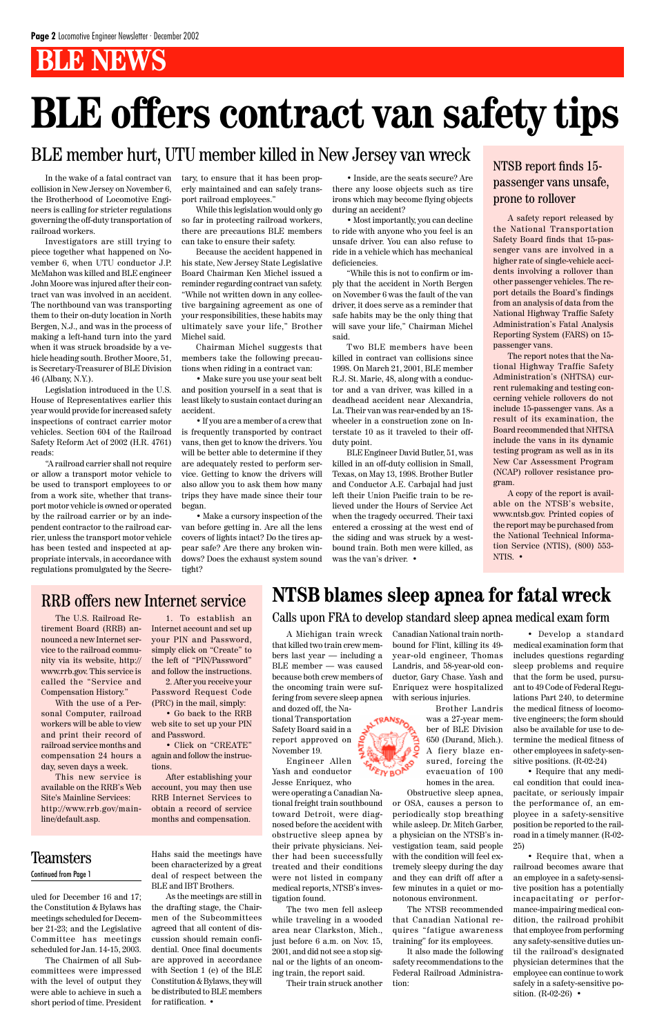# BLE NEWS

# BLE offers contract van safety tips

## BLE member hurt, UTU member killed in New Jersey van wreck

In the wake of a fatal contract van collision in New Jersey on November 6, the Brotherhood of Locomotive Engineers is calling for stricter regulations governing the off-duty transportation of railroad workers.

Investigators are still trying to piece together what happened on November 6, when UTU conductor J.P. McMahon was killed and BLE engineer John Moore was injured after their contract van was involved in an accident. The northbound van was transporting them to their on-duty location in North Bergen, N.J., and was in the process of making a left-hand turn into the yard when it was struck broadside by a vehicle heading south. Brother Moore, 51, is Secretary-Treasurer of BLE Division 46 (Albany, N.Y.).

Legislation introduced in the U.S. House of Representatives earlier this year would provide for increased safety inspections of contract carrier motor vehicles. Section 604 of the Railroad Safety Reform Act of 2002 (H.R. 4761) reads:

"A railroad carrier shall not require or allow a transport motor vehicle to be used to transport employees to or from a work site, whether that transport motor vehicle is owned or operated by the railroad carrier or by an independent contractor to the railroad carrier, unless the transport motor vehicle has been tested and inspected at appropriate intervals, in accordance with regulations promulgated by the Secretary, to ensure that it has been properly maintained and can safely transport railroad employees."

While this legislation would only go so far in protecting railroad workers, there are precautions BLE members can take to ensure their safety.

Because the accident happened in his state, New Jersey State Legislative Board Chairman Ken Michel issued a reminder regarding contract van safety. "While not written down in any collective bargaining agreement as one of your responsibilities, these habits may ultimately save your life," Brother Michel said.

Chairman Michel suggests that members take the following precautions when riding in a contract van:

• Make sure you use your seat belt and position yourself in a seat that is least likely to sustain contact during an accident.

• If you are a member of a crew that is frequently transported by contract vans, then get to know the drivers. You will be better able to determine if they are adequately rested to perform service. Getting to know the drivers will also allow you to ask them how many trips they have made since their tour began.

• Make a cursory inspection of the van before getting in. Are all the lens covers of lights intact? Do the tires appear safe? Are there any broken windows? Does the exhaust system sound tight?

• Inside, are the seats secure? Are there any loose objects such as tire irons which may become flying objects during an accident?

• Most importantly, you can decline to ride with anyone who you feel is an unsafe driver. You can also refuse to ride in a vehicle which has mechanical deficiencies.

"While this is not to confirm or imply that the accident in North Bergen on November 6 was the fault of the van driver, it does serve as a reminder that safe habits may be the only thing that will save your life," Chairman Michel said.

Two BLE members have been killed in contract van collisions since 1998. On March 21, 2001, BLE member R.J. St. Marie, 48, along with a conductor and a van driver, was killed in a deadhead accident near Alexandria, La. Their van was rear-ended by an 18-wheeler in a construction zone on Interstate 10 as it traveled to their off-duty point.

BLE Engineer David Butler, 51, was killed in an off-duty collision in Small, Texas, on May 13, 1998. Brother Butler and Conductor A.E. Carbajal had just left their Union Pacific train to be relieved under the Hours of Service Act when the tragedy occurred. Their taxi entered a crossing at the west end of the siding and was struck by a westbound train. Both men were killed, as was the van's driver. •

## NTSB report finds 15-passenger vans unsafe, prone to rollover

A safety report released by the National Transportation Safety Board finds that 15-passenger vans are involved in a higher rate of single-vehicle accidents involving a rollover than other passenger vehicles. The report details the Board's findings from an analysis of data from the National Highway Traffic Safety Administration's Fatal Analysis Reporting System (FARS) on 15-passenger vans.

The report notes that the National Highway Traffic Safety Administration's (NHTSA) current rulemaking and testing concerning vehicle rollovers do not include 15-passenger vans. As a result of its examination, the Board recommended that NHTSA include the vans in its dynamic testing program as well as in its New Car Assessment Program (NCAP) rollover resistance program.

A copy of the report is available on the NTSB's website, www.ntsb.gov. Printed copies of the report may be purchased from the National Technical Information Service (NTIS), (800) 553-NTIS. •

## RRB offers new Internet service

The U.S. Railroad Retirement Board (RRB) announced a new Internet service to the railroad community via its website, http://www.rrb.gov. This service is called the "Service and Compensation History."

With the use of a Personal Computer, railroad workers will be able to view and print their record of railroad service months and compensation 24 hours a day, seven days a week.

This new service is available on the RRB's Web Site's Mainline Services: http://www.rrb.gov/mainline/default.asp.

1. To establish an Internet account and set up your PIN and Password, simply click on "Create" to the left of "PIN/Password" and follow the instructions.

2. After you receive your Password Request Code (PRC) in the mail, simply:

• Go back to the RRB web site to set up your PIN and Password.

• Click on "CREATE" again and follow the instructions.

After establishing your account, you may then use RRB Internet Services to obtain a record of service months and compensation.

## Teamsters

Continued from Page 1

uled for December 16 and 17; the Constitution & Bylaws has meetings scheduled for December 21-23; and the Legislative Committee has meetings scheduled for Jan. 14-15, 2003.

The Chairmen of all Subcommittees were impressed with the level of output they were able to achieve in such a short period of time. President Hahs said the meetings have been characterized by a great deal of respect between the BLE and IBT Brothers.

As the meetings are still in the drafting stage, the Chairmen of the Subcommittees agreed that all content of discussion should remain confidential. Once final documents are approved in accordance with Section 1 (e) of the BLE Constitution & Bylaws, they will be distributed to BLE members for ratification. •

# NTSB blames sleep apnea for fatal wreck

### Calls upon FRA to develop standard sleep apnea medical exam form

A Michigan train wreck that killed two train crew members last year — including a BLE member — was caused because both crew members of the oncoming train were suffering from severe sleep apnea and dozed off, the National Transportation Safety Board said in a report approved on November 19.

Engineer Allen Yash and conductor Jesse Enriquez, who were operating a Canadian National freight train southbound toward Detroit, were diagnosed before the accident with obstructive sleep apnea by their private physicians. Neither had been successfully treated and their conditions were not listed in company medical reports, NTSB's investigation found.

The two men fell asleep while traveling in a wooded area near Clarkston, Mich., just before 6 a.m. on Nov. 15, 2001, and did not see a stop signal or the lights of an oncoming train, the report said.

Their train struck another Canadian National train northbound for Flint, killing its 49-year-old engineer, Thomas Landris, and 58-year-old conductor, Gary Chase. Yash and Enriquez were hospitalized with serious injuries.

Brother Landris was a 27-year member of BLE Division 650 (Durand, Mich.). A fiery blaze ensued, forcing the evacuation of 100 homes in the area.

Obstructive sleep apnea, or OSA, causes a person to periodically stop breathing while asleep. Dr. Mitch Garber, a physician on the NTSB's investigation team, said people with the condition will feel extremely sleepy during the day and they can drift off after a few minutes in a quiet or monotonous environment.

The NTSB recommended that Canadian National requires "fatigue awareness training" for its employees.

It also made the following safety recommendations to the Federal Railroad Administration:

• Develop a standard medical examination form that includes questions regarding sleep problems and require that the form be used, pursuant to 49 Code of Federal Regulations Part 240, to determine the medical fitness of locomotive engineers; the form should also be available for use to determine the medical fitness of other employees in safety-sensitive positions. (R-02-24)

• Require that any medical condition that could incapacitate, or seriously impair the performance of, an employee in a safety-sensitive position be reported to the railroad in a timely manner. (R-02-25)

• Require that, when a railroad becomes aware that an employee in a safety-sensitive position has a potentially incapacitating or performance-impairing medical condition, the railroad prohibit that employee from performing any safety-sensitive duties until the railroad's designated physician determines that the employee can continue to work safely in a safety-sensitive position. (R-02-26) •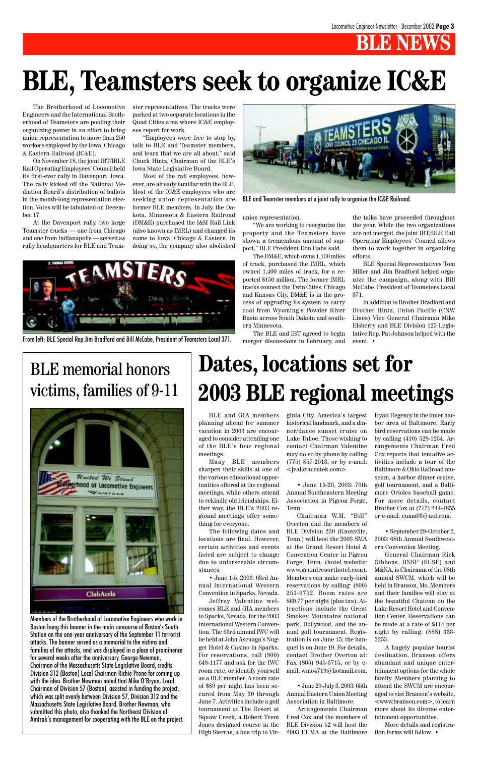# BLE NEWS

# BLE, Teamsters seek to organize IC&E

The Brotherhood of Locomotive Engineers and the International Brotherhood of Teamsters are pooling their organizing power in an effort to bring union representation to more than 250 workers employed by the Iowa, Chicago & Eastern Railroad (IC&E).

On November 18, the joint IBT/IBLE Rail Operating Employees' Council held its first-ever rally in Davenport, Iowa. The rally kicked off the National Mediation Board's distribution of ballots in the month-long representation election. Votes will be tabulated on December 17.

At the Davenport rally, two large Teamster trucks — one from Chicago and one from Indianapolis — served as rally headquarters for BLE and Teamster representatives. The trucks were parked at two separate locations in the Quad Cities area where IC&E employees report for work.

"Employees were free to stop by, talk to BLE and Teamster members, and learn that we are all about," said Chuck Hintz, Chairman of the BLE's Iowa State Legislative Board.

Most of the rail employees, however, are already familiar with the BLE. Most of the IC&E employees who are seeking union representation are former BLE members. In July, the Dakota, Minnesota & Eastern Railroad (DM&E) purchased the I&M Rail Link (also known as IMRL) and changed its name to Iowa, Chicago & Eastern. In doing so, the company also abolished union representation.

"We are working to reorganize the property and the Teamsters have shown a tremendous amount of support," BLE President Don Hahs said.

The DM&E, which owns 1,100 miles of track, purchased the IMRL, which owned 1,400 miles of track, for a reported $150 million. The former IMRL tracks connect the Twin Cities, Chicago and Kansas City. DM&E is in the process of upgrading its system to carry coal from Wyoming's Powder River Basin across South Dakota and southern Minnesota.

The BLE and IBT agreed to begin merger discussions in February, and the talks have proceeded throughout the year. While the two organizations are not merged, the joint IBT/BLE Rail Operating Employees' Council allows them to work together in organizing efforts.

BLE Special Representatives Tom Miller and Jim Bradford helped organize the campaign, along with Bill McCabe, President of Teamsters Local 371.

In addition to Brother Bradford and Brother Hintz, Union Pacific (CNW Lines) Vice General Chairman Mike Elsberry and BLE Division 125 Legislative Rep. Pat Johnson helped with the event. •

BLE and Teamster members at a joint rally to organize the IC&E Railroad.

From left: BLE Special Rep Jim Bradford and Bill McCabe, President of Teamsters Local 371.

## BLE memorial honors victims, families of 9-11

Members of the Brotherhood of Locomotive Engineers who work in Boston hung this banner in the main concourse of Boston's South Station on the one-year anniversary of the September 11 terrorist attacks. The banner served as a memorial to the victims and families of the attacks, and was displayed in a place of prominence for several weeks after the anniversary. George Newman, Chairman of the Massachusetts State Legislative Board, credits Division 312 (Boston) Local Chairman Richie Prone for coming up with the idea. Brother Newman noted that Mike O'Bryan, Local Chairman of Division 57 (Boston), assisted in funding the project, which was split evenly between Division 57, Division 312 and the Massachusetts State Legislative Board. Brother Newman, who submitted this photo, also thanked the Northeast Division of Amtrak's management for cooperating with the BLE on the project.

# Dates, locations set for 2003 BLE regional meetings

BLE and GIA members planning ahead for summer vacation in 2003 are encouraged to consider attending one of the BLE's four regional meetings.

Many BLE members sharpen their skills at one of the various educational opportunities offered at the regional meetings, while others attend to rekindle old friendships. Either way, the BLE's 2003 regional meetings offer something for everyone.

The following dates and locations are final. However, certain activities and events listed are subject to change due to unforseeable circumstances.

• June 1-5, 2003: 63rd Annual International Western Convention in Sparks, Nevada.

Jeffrey Valentine welcomes BLE and GIA members to Sparks, Nevada, for the 2003 International Western Convention. The 63rd annual IWC will be held at John Ascuaga's Nugget Hotel & Casino in Sparks. For reservations, call (800) 648-1177 and ask for the IWC room rate, or identify yourself as a BLE member. A room rate of $89 per night has been secured from May 30 through June 7. Activities include a golf tournament at The Resort at Squaw Creek, a Robert Trent Jones designed course in the High Sierras, a bus trip to Virginia City, America's largest historical landmark, and a dinner/dance sunset cruise on Lake Tahoe. Those wishing to contact Chairman Valentine may do so by phone by calling (775) 857-2013, or by e-mail: <jval@accutek.com>.

• June 15-20, 2003: 76th Annual Southeastern Meeting Association in Pigeon Forge, Tenn.

Chairman W.M. "Bill" Overton and the members of BLE Division 239 (Knoxville, Tenn.) will host the 2003 SMA at the Grand Resort Hotel & Convention Center in Pigeon Forge, Tenn. (hotel website: www.grandresorthotel.com). Members can make early-bird reservations by calling: (800) 251-9752. Room rates are $69.77 per night (plus tax). Attractions include the Great Smokey Mountains national park, Dollywood, and the annual golf tournament. Registration is on June 15; the banquet is on June 19. For details, contact Brother Overton at: Fax (865) 945-3715, or by e-mail, wmo4719@hotmail.com.

• June 29-July 3, 2003: 65th Annual Eastern Union Meeting Association in Baltimore.

Arrangements Chairman Fred Cox and the members of BLE Division 52 will host the 2003 EUMA at the Baltimore Hyatt Regency in the inner harbor area of Baltimore. Early bird reservations can be made by calling (410) 528-1234. Arrangements Chairman Fred Cox reports that tentative activities include a tour of the Baltimore & Ohio Railroad museum, a harbor dinner cruise, golf tournament, and a Baltimore Orioles baseball game. For more details, contact Brother Cox at (717) 244-4855 or e-mail: euma03@aol.com.

• September 28-October 2, 2003: 68th Annual Southwestern Convention Meeting.

General Chairman Rick Gibbons, BNSF (SLSF) and M&NA, is Chairman of the 68th annual SWCM, which will be held in Branson, Mo. Members and their families will stay at the beautiful Chateau on the Lake Resort and Convention Center. Reservations can be made at a rate of $114 per night by calling: (888) 333-5253.

A hugely popular tourist destination, Branson offers abundant and unique entertainment options for the whole family. Members planning to attend the SWCM are encouraged to vist Branson's website, <www.branson.com>, to learn more about its diverse entertainment opportunities.

More details and registration forms will follow. •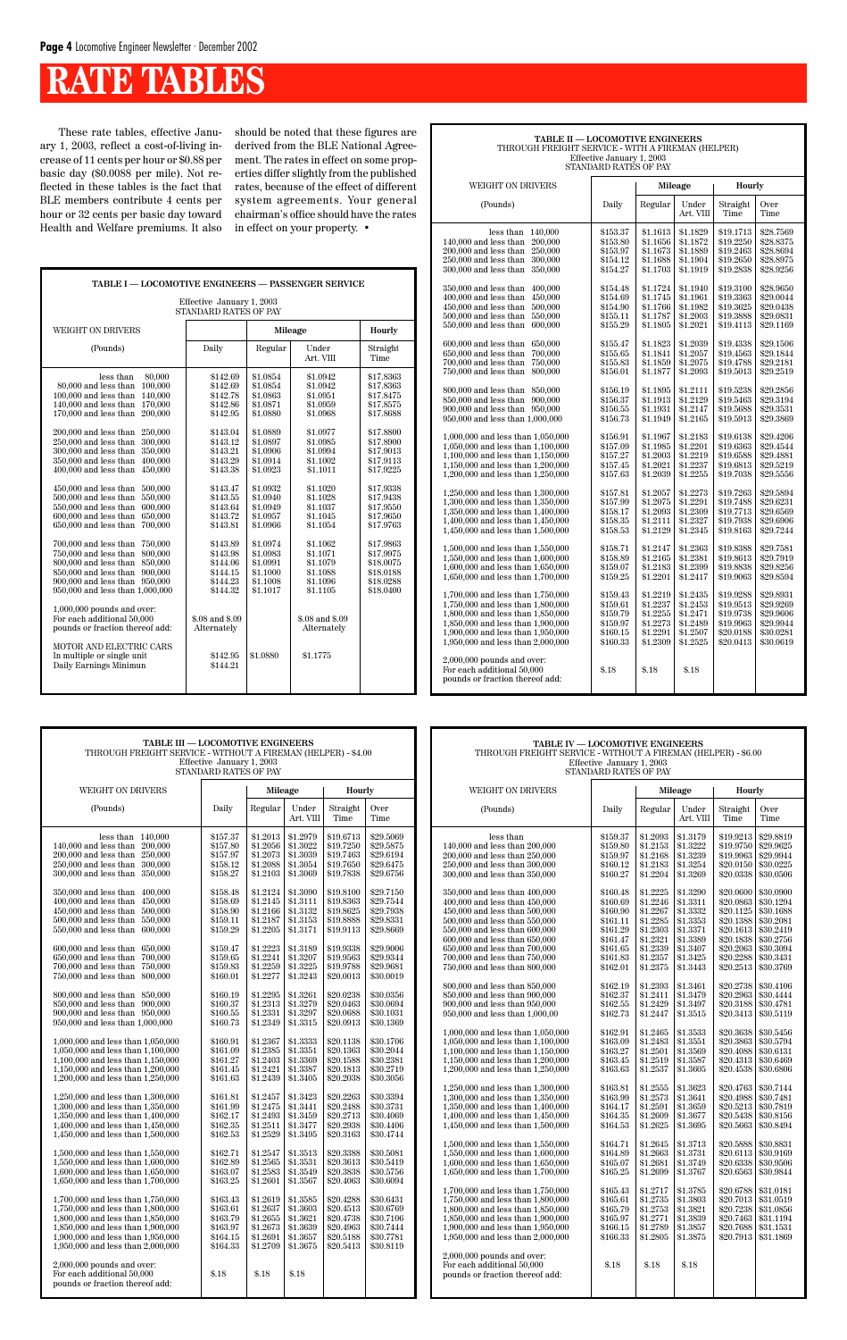# RATE TABLES

These rate tables, effective January 1, 2003, reflect a cost-of-living increase of 11 cents per hour or $0.88 per basic day ($0.0088 per mile). Not reflected in these tables is the fact that BLE members contribute 4 cents per hour or 32 cents per basic day toward Health and Welfare premiums. It also should be noted that these figures are derived from the BLE National Agreement. The rates in effect on some properties differ slightly from the published rates, because of the effect of different system agreements. Your general chairman's office should have the rates in effect on your property. •

**TABLE I — LOCOMOTIVE ENGINEERS — PASSENGER SERVICE**

Effective January 1, 2003
STANDARD RATES OF PAY

| WEIGHT ON DRIVERS | | Mileage | | Hourly |
|---|---|---|---|---|
| (Pounds) | Daily | Regular | Under Art. VIII | Straight Time |
| less than 80,000 | $142.69 | $1.0854 | $1.0942 | $17.8363 |
| 80,000 and less than 100,000 | $142.69 | $1.0854 | $1.0942 | $17.8363 |
| 100,000 and less than 140,000 | $142.78 | $1.0863 | $1.0951 | $17.8475 |
| 140,000 and less than 170,000 | $142.86 | $1.0871 | $1.0959 | $17.8575 |
| 170,000 and less than 200,000 | $142.95 | $1.0880 | $1.0968 | $17.8688 |
| 200,000 and less than 250,000 | $143.04 | $1.0889 | $1.0977 | $17.8800 |
| 250,000 and less than 300,000 | $143.12 | $1.0897 | $1.0985 | $17.8900 |
| 300,000 and less than 350,000 | $143.21 | $1.0906 | $1.0994 | $17.9013 |
| 350,000 and less than 400,000 | $143.29 | $1.0914 | $1.1002 | $17.9113 |
| 400,000 and less than 450,000 | $143.38 | $1.0923 | $1.1011 | $17.9225 |
| 450,000 and less than 500,000 | $143.47 | $1.0932 | $1.1020 | $17.9338 |
| 500,000 and less than 550,000 | $143.55 | $1.0940 | $1.1028 | $17.9438 |
| 550,000 and less than 600,000 | $143.64 | $1.0949 | $1.1037 | $17.9550 |
| 600,000 and less than 650,000 | $143.72 | $1.0957 | $1.1045 | $17.9650 |
| 650,000 and less than 700,000 | $143.81 | $1.0966 | $1.1054 | $17.9763 |
| 700,000 and less than 750,000 | $143.89 | $1.0974 | $1.1062 | $17.9863 |
| 750,000 and less than 800,000 | $143.98 | $1.0983 | $1.1071 | $17.9975 |
| 800,000 and less than 850,000 | $144.06 | $1.0991 | $1.1079 | $18.0075 |
| 850,000 and less than 900,000 | $144.15 | $1.1000 | $1.1088 | $18.0188 |
| 900,000 and less than 950,000 | $144.23 | $1.1008 | $1.1096 | $18.0288 |
| 950,000 and less than 1,000,000 | $144.32 | $1.1017 | $1.1105 | $18.0400 |
| 1,000,000 pounds and over: For each additional 50,000 pounds or fraction thereof add: | $.08 and $.09 Alternately | | $.08 and $.09 Alternately | |
| MOTOR AND ELECTRIC CARS In multiple or single unit | $142.95 | $1.0880 | $1.1775 | |
| Daily Earnings Minimum | $144.21 | | | |

**TABLE II — LOCOMOTIVE ENGINEERS**
THROUGH FREIGHT SERVICE - WITH A FIREMAN (HELPER)
Effective January 1, 2003
STANDARD RATES OF PAY

| WEIGHT ON DRIVERS | | Mileage | | Hourly | |
|---|---|---|---|---|---|
| (Pounds) | Daily | Regular | Under Art. VIII | Straight Time | Over Time |
| less than 140,000 | $153.37 | $1.1613 | $1.1829 | $19.1713 | $28.7569 |
| 140,000 and less than 200,000 | $153.80 | $1.1656 | $1.1872 | $19.2250 | $28.8375 |
| 200,000 and less than 250,000 | $153.97 | $1.1673 | $1.1889 | $19.2463 | $28.8694 |
| 250,000 and less than 300,000 | $154.12 | $1.1688 | $1.1904 | $19.2650 | $28.8975 |
| 300,000 and less than 350,000 | $154.27 | $1.1703 | $1.1919 | $19.2838 | $28.9256 |
| 350,000 and less than 400,000 | $154.48 | $1.1724 | $1.1940 | $19.3100 | $28.9650 |
| 400,000 and less than 450,000 | $154.69 | $1.1745 | $1.1961 | $19.3363 | $29.0044 |
| 450,000 and less than 500,000 | $154.90 | $1.1766 | $1.1982 | $19.3625 | $29.0438 |
| 500,000 and less than 550,000 | $155.11 | $1.1787 | $1.2003 | $19.3888 | $29.0831 |
| 550,000 and less than 600,000 | $155.29 | $1.1805 | $1.2021 | $19.4113 | $29.1169 |
| 600,000 and less than 650,000 | $155.47 | $1.1823 | $1.2039 | $19.4338 | $29.1506 |
| 650,000 and less than 700,000 | $155.65 | $1.1841 | $1.2057 | $19.4563 | $29.1844 |
| 700,000 and less than 750,000 | $155.83 | $1.1859 | $1.2075 | $19.4788 | $29.2181 |
| 750,000 and less than 800,000 | $156.01 | $1.1877 | $1.2093 | $19.5013 | $29.2519 |
| 800,000 and less than 850,000 | $156.19 | $1.1895 | $1.2111 | $19.5238 | $29.2856 |
| 850,000 and less than 900,000 | $156.37 | $1.1913 | $1.2129 | $19.5463 | $29.3194 |
| 900,000 and less than 950,000 | $156.55 | $1.1931 | $1.2147 | $19.5688 | $29.3531 |
| 950,000 and less than 1,000,000 | $156.73 | $1.1949 | $1.2165 | $19.5913 | $29.3869 |
| 1,000,000 and less than 1,050,000 | $156.91 | $1.1967 | $1.2183 | $19.6138 | $29.4206 |
| 1,050,000 and less than 1,100,000 | $157.09 | $1.1985 | $1.2201 | $19.6363 | $29.4544 |
| 1,100,000 and less than 1,150,000 | $157.27 | $1.2003 | $1.2219 | $19.6588 | $29.4881 |
| 1,150,000 and less than 1,200,000 | $157.45 | $1.2021 | $1.2237 | $19.6813 | $29.5219 |
| 1,200,000 and less than 1,250,000 | $157.63 | $1.2039 | $1.2255 | $19.7038 | $29.5556 |
| 1,250,000 and less than 1,300,000 | $157.81 | $1.2057 | $1.2273 | $19.7263 | $29.5894 |
| 1,300,000 and less than 1,350,000 | $157.99 | $1.2075 | $1.2291 | $19.7488 | $29.6231 |
| 1,350,000 and less than 1,400,000 | $158.17 | $1.2093 | $1.2309 | $19.7713 | $29.6569 |
| 1,400,000 and less than 1,450,000 | $158.35 | $1.2111 | $1.2327 | $19.7938 | $29.6906 |
| 1,450,000 and less than 1,500,000 | $158.53 | $1.2129 | $1.2345 | $19.8163 | $29.7244 |
| 1,500,000 and less than 1,550,000 | $158.71 | $1.2147 | $1.2363 | $19.8388 | $29.7581 |
| 1,550,000 and less than 1,600,000 | $158.89 | $1.2165 | $1.2381 | $19.8613 | $29.7919 |
| 1,600,000 and less than 1,650,000 | $159.07 | $1.2183 | $1.2399 | $19.8838 | $29.8256 |
| 1,650,000 and less than 1,700,000 | $159.25 | $1.2201 | $1.2417 | $19.9063 | $29.8594 |
| 1,700,000 and less than 1,750,000 | $159.43 | $1.2219 | $1.2435 | $19.9288 | $29.8931 |
| 1,750,000 and less than 1,800,000 | $159.61 | $1.2237 | $1.2453 | $19.9513 | $29.9269 |
| 1,800,000 and less than 1,850,000 | $159.79 | $1.2255 | $1.2471 | $19.9738 | $29.9606 |
| 1,850,000 and less than 1,900,000 | $159.97 | $1.2273 | $1.2489 | $19.9963 | $29.9944 |
| 1,900,000 and less than 1,950,000 | $160.15 | $1.2291 | $1.2507 | $20.0188 | $30.0281 |
| 1,950,000 and less than 2,000,000 | $160.33 | $1.2309 | $1.2525 | $20.0413 | $30.0619 |
| 2,000,000 pounds and over: For each additional 50,000 pounds or fraction thereof add: | $.18 | $.18 | $.18 | | |

**TABLE III — LOCOMOTIVE ENGINEERS**
THROUGH FREIGHT SERVICE - WITHOUT A FIREMAN (HELPER) - $4.00
Effective January 1, 2003
STANDARD RATES OF PAY

| WEIGHT ON DRIVERS | | Mileage | | Hourly | |
|---|---|---|---|---|---|
| (Pounds) | Daily | Regular | Under Art. VIII | Straight Time | Over Time |
| less than 140,000 | $157.37 | $1.2013 | $1.2979 | $19.6713 | $29.5069 |
| 140,000 and less than 200,000 | $157.80 | $1.2056 | $1.3022 | $19.7250 | $29.5875 |
| 200,000 and less than 250,000 | $157.97 | $1.2073 | $1.3039 | $19.7463 | $29.6194 |
| 250,000 and less than 300,000 | $158.12 | $1.2088 | $1.3054 | $19.7650 | $29.6475 |
| 300,000 and less than 350,000 | $158.27 | $1.2103 | $1.3069 | $19.7838 | $29.6756 |
| 350,000 and less than 400,000 | $158.48 | $1.2124 | $1.3090 | $19.8100 | $29.7150 |
| 400,000 and less than 450,000 | $158.69 | $1.2145 | $1.3111 | $19.8363 | $29.7544 |
| 450,000 and less than 500,000 | $158.90 | $1.2166 | $1.3132 | $19.8625 | $29.7938 |
| 500,000 and less than 550,000 | $159.11 | $1.2187 | $1.3153 | $19.8888 | $29.8331 |
| 550,000 and less than 600,000 | $159.29 | $1.2205 | $1.3171 | $19.9113 | $29.8669 |
| 600,000 and less than 650,000 | $159.47 | $1.2223 | $1.3189 | $19.9338 | $29.9006 |
| 650,000 and less than 700,000 | $159.65 | $1.2241 | $1.3207 | $19.9563 | $29.9344 |
| 700,000 and less than 750,000 | $159.83 | $1.2259 | $1.3225 | $19.9788 | $29.9681 |
| 750,000 and less than 800,000 | $160.01 | $1.2277 | $1.3243 | $20.0013 | $30.0019 |
| 800,000 and less than 850,000 | $160.19 | $1.2295 | $1.3261 | $20.0238 | $30.0356 |
| 850,000 and less than 900,000 | $160.37 | $1.2313 | $1.3279 | $20.0463 | $30.0694 |
| 900,000 and less than 950,000 | $160.55 | $1.2331 | $1.3297 | $20.0688 | $30.1031 |
| 950,000 and less than 1,000,000 | $160.73 | $1.2349 | $1.3315 | $20.0913 | $30.1369 |
| 1,000,000 and less than 1,050,000 | $160.91 | $1.2367 | $1.3333 | $20.1138 | $30.1706 |
| 1,050,000 and less than 1,100,000 | $161.09 | $1.2385 | $1.3351 | $20.1363 | $30.2044 |
| 1,100,000 and less than 1,150,000 | $161.27 | $1.2403 | $1.3369 | $20.1588 | $30.2381 |
| 1,150,000 and less than 1,200,000 | $161.45 | $1.2421 | $1.3387 | $20.1813 | $30.2719 |
| 1,200,000 and less than 1,250,000 | $161.63 | $1.2439 | $1.3405 | $20.2038 | $30.3056 |
| 1,250,000 and less than 1,300,000 | $161.81 | $1.2457 | $1.3423 | $20.2263 | $30.3394 |
| 1,300,000 and less than 1,350,000 | $161.99 | $1.2475 | $1.3441 | $20.2488 | $30.3731 |
| 1,350,000 and less than 1,400,000 | $162.17 | $1.2493 | $1.3459 | $20.2713 | $30.4069 |
| 1,400,000 and less than 1,450,000 | $162.35 | $1.2511 | $1.3477 | $20.2938 | $30.4406 |
| 1,450,000 and less than 1,500,000 | $162.53 | $1.2529 | $1.3495 | $20.3163 | $30.4744 |
| 1,500,000 and less than 1,550,000 | $162.71 | $1.2547 | $1.3513 | $20.3388 | $30.5081 |
| 1,550,000 and less than 1,600,000 | $162.89 | $1.2565 | $1.3531 | $20.3613 | $30.5419 |
| 1,600,000 and less than 1,650,000 | $163.07 | $1.2583 | $1.3549 | $20.3838 | $30.5756 |
| 1,650,000 and less than 1,700,000 | $163.25 | $1.2601 | $1.3567 | $20.4063 | $30.6094 |
| 1,700,000 and less than 1,750,000 | $163.43 | $1.2619 | $1.3585 | $20.4288 | $30.6431 |
| 1,750,000 and less than 1,800,000 | $163.61 | $1.2637 | $1.3603 | $20.4513 | $30.6769 |
| 1,800,000 and less than 1,850,000 | $163.79 | $1.2655 | $1.3621 | $20.4738 | $30.7106 |
| 1,850,000 and less than 1,900,000 | $163.97 | $1.2673 | $1.3639 | $20.4963 | $30.7444 |
| 1,900,000 and less than 1,950,000 | $164.15 | $1.2691 | $1.3657 | $20.5188 | $30.7781 |
| 1,950,000 and less than 2,000,000 | $164.33 | $1.2709 | $1.3675 | $20.5413 | $30.8119 |
| 2,000,000 pounds and over: For each additional 50,000 pounds or fraction thereof add: | $.18 | $.18 | $.18 | | |

**TABLE IV — LOCOMOTIVE ENGINEERS**
THROUGH FREIGHT SERVICE - WITHOUT A FIREMAN (HELPER) - $6.00
Effective January 1, 2003
STANDARD RATES OF PAY

| WEIGHT ON DRIVERS | | Mileage | | Hourly | |
|---|---|---|---|---|---|
| (Pounds) | Daily | Regular | Under Art. VIII | Straight Time | Over Time |
| less than | $159.37 | $1.2093 | $1.3179 | $19.9213 | $29.8819 |
| 140,000 and less than 200,000 | $159.80 | $1.2153 | $1.3222 | $19.9750 | $29.9625 |
| 200,000 and less than 250,000 | $159.97 | $1.2168 | $1.3239 | $19.9963 | $29.9944 |
| 250,000 and less than 300,000 | $160.12 | $1.2183 | $1.3254 | $20.0150 | $30.0225 |
| 300,000 and less than 350,000 | $160.27 | $1.2204 | $1.3269 | $20.0338 | $30.0506 |
| 350,000 and less than 400,000 | $160.48 | $1.2225 | $1.3290 | $20.0600 | $30.0900 |
| 400,000 and less than 450,000 | $160.69 | $1.2246 | $1.3311 | $20.0863 | $30.1294 |
| 450,000 and less than 500,000 | $160.90 | $1.2267 | $1.3332 | $20.1125 | $30.1688 |
| 500,000 and less than 550,000 | $161.11 | $1.2285 | $1.3353 | $20.1388 | $30.2081 |
| 550,000 and less than 600,000 | $161.29 | $1.2303 | $1.3371 | $20.1613 | $30.2419 |
| 600,000 and less than 650,000 | $161.47 | $1.2321 | $1.3389 | $20.1838 | $30.2756 |
| 650,000 and less than 700,000 | $161.65 | $1.2339 | $1.3407 | $20.2063 | $30.3094 |
| 700,000 and less than 750,000 | $161.83 | $1.2357 | $1.3425 | $20.2288 | $30.3431 |
| 750,000 and less than 800,000 | $162.01 | $1.2375 | $1.3443 | $20.2513 | $30.3769 |
| 800,000 and less than 850,000 | $162.19 | $1.2393 | $1.3461 | $20.2738 | $30.4106 |
| 850,000 and less than 900,000 | $162.37 | $1.2411 | $1.3479 | $20.2963 | $30.4444 |
| 900,000 and less than 950,000 | $162.55 | $1.2429 | $1.3497 | $20.3188 | $30.4781 |
| 950,000 and less than 1,000,00 | $162.73 | $1.2447 | $1.3515 | $20.3413 | $30.5119 |
| 1,000,000 and less than 1,050,000 | $162.91 | $1.2465 | $1.3533 | $20.3638 | $30.5456 |
| 1,050,000 and less than 1,100,000 | $163.09 | $1.2483 | $1.3551 | $20.3863 | $30.5794 |
| 1,100,000 and less than 1,150,000 | $163.27 | $1.2501 | $1.3569 | $20.4088 | $30.6131 |
| 1,150,000 and less than 1,200,000 | $163.45 | $1.2519 | $1.3587 | $20.4313 | $30.6469 |
| 1,200,000 and less than 1,250,000 | $163.63 | $1.2537 | $1.3605 | $20.4538 | $30.6806 |
| 1,250,000 and less than 1,300,000 | $163.81 | $1.2555 | $1.3623 | $20.4763 | $30.7144 |
| 1,300,000 and less than 1,350,000 | $163.99 | $1.2573 | $1.3641 | $20.4988 | $30.7481 |
| 1,350,000 and less than 1,400,000 | $164.17 | $1.2591 | $1.3659 | $20.5213 | $30.7819 |
| 1,400,000 and less than 1,450,000 | $164.35 | $1.2609 | $1.3677 | $20.5438 | $30.8156 |
| 1,450,000 and less than 1,500,000 | $164.53 | $1.2625 | $1.3695 | $20.5663 | $30.8494 |
| 1,500,000 and less than 1,550,000 | $164.71 | $1.2645 | $1.3713 | $20.5888 | $30.8831 |
| 1,550,000 and less than 1,600,000 | $164.89 | $1.2663 | $1.3731 | $20.6113 | $30.9169 |
| 1,600,000 and less than 1,650,000 | $165.07 | $1.2681 | $1.3749 | $20.6338 | $30.9506 |
| 1,650,000 and less than 1,700,000 | $165.25 | $1.2699 | $1.3767 | $20.6563 | $30.9844 |
| 1,700,000 and less than 1,750,000 | $165.43 | $1.2717 | $1.3785 | $20.6788 | $31.0181 |
| 1,750,000 and less than 1,800,000 | $165.61 | $1.2735 | $1.3803 | $20.7013 | $31.0519 |
| 1,800,000 and less than 1,850,000 | $165.79 | $1.2753 | $1.3821 | $20.7238 | $31.0856 |
| 1,850,000 and less than 1,900,000 | $165.97 | $1.2771 | $1.3839 | $20.7463 | $31.1194 |
| 1,900,000 and less than 1,950,000 | $166.15 | $1.2789 | $1.3857 | $20.7688 | $31.1531 |
| 1,950,000 and less than 2,000,000 | $166.33 | $1.2805 | $1.3875 | $20.7913 | $31.1869 |
| 2,000,000 pounds and over: For each additional 50,000 pounds or fraction thereof add: | $.18 | $.18 | $.18 | | |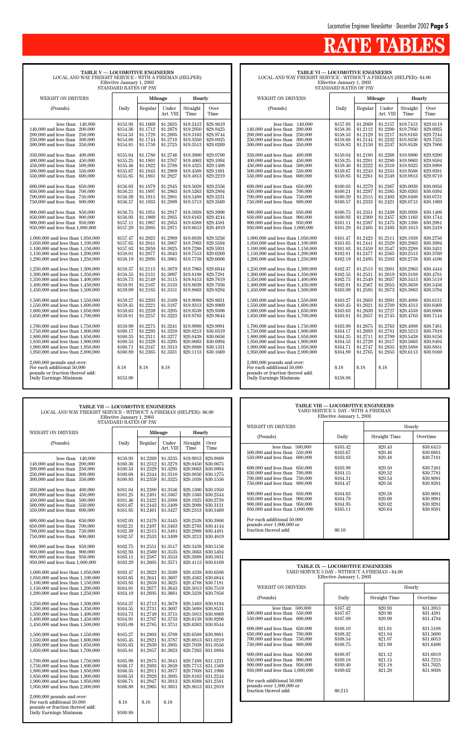# RATE TABLES

**TABLE V — LOCOMOTIVE ENGINEERS**
LOCAL AND WAY FREIGHT SERVICE - WITH A FIREMAN (HELPER)
Effective January 1, 2003
STANDARD RATES OF PAY

| WEIGHT ON DRIVERS | | Mileage | | Hourly | |
|---|---|---|---|---|---|
| (Pounds) | Daily | Regular | Under Art. VIII | Straight Time | Over Time |
| less than 140,000 | $153.93 | $1.1669 | $1.2635 | $19.2413 | $28.8619 |
| 140,000 and less than 200,000 | $154.36 | $1.1712 | $1.2678 | $19.2950 | $28.9425 |
| 200,000 and less than 250,000 | $154.53 | $1.1729 | $1.2695 | $19.3163 | $28.9744 |
| 250,000 and less than 300,000 | $154.68 | $1.1744 | $1.2710 | $19.3350 | $29.0025 |
| 300,000 and less than 350,000 | $154.81 | $1.1759 | $1.2725 | $19.3513 | $29.0269 |
| 350,000 and less than 400,000 | $155.04 | $1.1780 | $1.2746 | $19.3800 | $29.0700 |
| 400,000 and less than 450,000 | $155.25 | $1.1801 | $1.2767 | $19.4063 | $29.1094 |
| 450,000 and less than 500,000 | $155.46 | $1.1822 | $1.2788 | $19.4325 | $29.1488 |
| 500,000 and less than 550,000 | $155.67 | $1.1843 | $1.2809 | $19.4588 | $29.1881 |
| 550,000 and less than 600,000 | $155.85 | $1.1861 | $1.2827 | $19.4813 | $29.2219 |
| 600,000 and less than 650,000 | $156.03 | $1.1879 | $1.2845 | $19.5038 | $29.2556 |
| 650,000 and less than 700,000 | $156.21 | $1.1897 | $1.2863 | $19.5263 | $29.2894 |
| 700,000 and less than 750,000 | $156.39 | $1.1915 | $1.2881 | $19.5488 | $29.3231 |
| 750,000 and less than 800,000 | $156.57 | $1.1933 | $1.2899 | $19.5713 | $29.3569 |
| 800,000 and less than 850,000 | $156.75 | $1.1951 | $1.2917 | $19.5938 | $29.3906 |
| 850,000 and less than 900,000 | $156.93 | $1.1969 | $1.2935 | $19.6163 | $29.4244 |
| 900,000 and less than 950,000 | $157.11 | $1.1987 | $1.2953 | $19.6388 | $29.4581 |
| 950,000 and less than 1,000,000 | $157.29 | $1.2005 | $1.2971 | $19.6613 | $29.4919 |
| 1,000,000 and less than 1,050,000 | $157.47 | $1.2023 | $1.2989 | $19.6838 | $29.5256 |
| 1,050,000 and less than 1,100,000 | $157.65 | $1.2041 | $1.3007 | $19.7063 | $29.5594 |
| 1,100,000 and less than 1,150,000 | $157.83 | $1.2059 | $1.3025 | $19.7288 | $29.5931 |
| 1,150,000 and less than 1,200,000 | $158.01 | $1.2077 | $1.3043 | $19.7513 | $29.6269 |
| 1,200,000 and less than 1,250,000 | $158.19 | $1.2095 | $1.3061 | $19.7738 | $29.6606 |
| 1,250,000 and less than 1,300,000 | $158.37 | $1.2113 | $1.3079 | $19.7963 | $29.6944 |
| 1,300,000 and less than 1,350,000 | $158.55 | $1.2131 | $1.3097 | $19.8188 | $29.7281 |
| 1,350,000 and less than 1,400,000 | $158.73 | $1.2149 | $1.3115 | $19.8413 | $29.7619 |
| 1,400,000 and less than 1,450,000 | $158.91 | $1.2167 | $1.3133 | $19.8638 | $29.7956 |
| 1,450,000 and less than 1,500,000 | $159.09 | $1.2185 | $1.3151 | $19.8863 | $29.8294 |
| 1,500,000 and less than 1,550,000 | $159.27 | $1.2203 | $1.3169 | $19.9088 | $29.8631 |
| 1,550,000 and less than 1,600,000 | $159.45 | $1.2221 | $1.3187 | $19.9313 | $29.8969 |
| 1,600,000 and less than 1,650,000 | $159.63 | $1.2239 | $1.3205 | $19.9538 | $29.9306 |
| 1,650,000 and less than 1,700,000 | $159.81 | $1.2257 | $1.3223 | $19.9763 | $29.9644 |
| 1,700,000 and less than 1,750,000 | $159.99 | $1.2275 | $1.3241 | $19.9988 | $29.9981 |
| 1,750,000 and less than 1,800,000 | $160.17 | $1.2293 | $1.3259 | $20.0213 | $30.0319 |
| 1,800,000 and less than 1,850,000 | $160.35 | $1.2311 | $1.3277 | $20.0438 | $30.0656 |
| 1,850,000 and less than 1,900,000 | $160.53 | $1.2329 | $1.3295 | $20.0663 | $30.0994 |
| 1,900,000 and less than 1,950,000 | $160.71 | $1.2347 | $1.3313 | $20.0888 | $30.1331 |
| 1,950,000 and less than 2,000,000 | $160.89 | $1.2365 | $1.3331 | $20.1113 | $30.1669 |
| 2,000,000 pounds and over: For each additional 50,000 pounds or fraction thereof add: | $.18 | $.18 | $.18 | | |
| Daily Earnings Minimum | $153.00 | | | | |

**TABLE VI — LOCOMOTIVE ENGINEERS**
LOCAL AND WAY FREIGHT SERVICE - WITHOUT A FIREMAN (HELPER)- $4.00
Effective January 1, 2003
STANDARD RATES OF PAY

| WEIGHT ON DRIVERS | | Mileage | | Hourly | |
|---|---|---|---|---|---|
| (Pounds) | Daily | Regular | Under Art. VIII | Straight Time | Over Time |
| less than 140,000 | $157.93 | $1.2069 | $1.2157 | $19.7413 | $29.6119 |
| 140,000 and less than 200,000 | $158.36 | $1.2112 | $1.2200 | $19.7950 | $29.6925 |
| 200,000 and less than 250,000 | $158.53 | $1.2129 | $1.2217 | $19.8163 | $29.7244 |
| 250,000 and less than 300,000 | $158.68 | $1.2144 | $1.2232 | $19.8350 | $29.7525 |
| 300,000 and less than 350,000 | $158.83 | $1.2159 | $1.2247 | $19.8538 | $29.7806 |
| 350,000 and less than 400,000 | $159.04 | $1.2180 | $1.2268 | $19.8800 | $29.8200 |
| 400,000 and less than 450,000 | $159.25 | $1.2201 | $1.2289 | $19.9063 | $29.8594 |
| 450,000 and less than 500,000 | $159.46 | $1.2222 | $1.2310 | $19.9325 | $29.8988 |
| 500,000 and less than 550,000 | $159.67 | $1.2243 | $1.2331 | $19.9588 | $29.9381 |
| 550,000 and less than 600,000 | $159.85 | $1.2261 | $1.2349 | $19.9813 | $29.9719 |
| 600,000 and less than 650,000 | $160.03 | $1.2279 | $1.2367 | $20.0038 | $30.0056 |
| 650,000 and less than 700,000 | $160.21 | $1.2297 | $1.2385 | $20.0263 | $30.0394 |
| 700,000 and less than 750,000 | $160.39 | $1.2315 | $1.2403 | $20.0488 | $30.0731 |
| 750,000 and less than 800,000 | $160.57 | $1.2333 | $1.2421 | $20.0713 | $30.1069 |
| 800,000 and less than 850,000 | $160.75 | $1.2351 | $1.2439 | $20.0938 | $30.1406 |
| 850,000 and less than 900,000 | $160.93 | $1.2369 | $1.2457 | $20.1163 | $30.1744 |
| 900,000 and less than 950,000 | $161.11 | $1.2387 | $1.2475 | $20.1388 | $30.2081 |
| 950,000 and less than 1,000,000 | $161.29 | $1.2405 | $1.2493 | $20.1613 | $30.2419 |
| 1,000,000 and less than 1,050,000 | $161.47 | $1.2423 | $1.2511 | $20.1838 | $30.2756 |
| 1,050,000 and less than 1,100,000 | $161.65 | $1.2441 | $1.2529 | $20.2063 | $30.3094 |
| 1,100,000 and less than 1,150,000 | $161.83 | $1.2459 | $1.2547 | $20.2288 | $30.3431 |
| 1,150,000 and less than 1,200,000 | $162.01 | $1.2477 | $1.2565 | $20.2513 | $30.3769 |
| 1,200,000 and less than 1,250,000 | $162.19 | $1.2495 | $1.2583 | $20.2738 | $30.4106 |
| 1,250,000 and less than 1,300,000 | $162.37 | $1.2513 | $1.2601 | $20.2963 | $30.4444 |
| 1,300,000 and less than 1,350,000 | $162.55 | $1.2531 | $1.2619 | $20.3188 | $30.4781 |
| 1,350,000 and less than 1,400,000 | $162.73 | $1.2549 | $1.2637 | $20.3413 | $30.5119 |
| 1,400,000 and less than 1,450,000 | $162.91 | $1.2567 | $1.2655 | $20.3638 | $30.5456 |
| 1,450,000 and less than 1,500,000 | $163.09 | $1.2585 | $1.2673 | $20.3863 | $30.5794 |
| 1,500,000 and less than 1,550,000 | $163.27 | $1.2603 | $1.2691 | $20.4088 | $30.6131 |
| 1,550,000 and less than 1,600,000 | $163.45 | $1.2621 | $1.2709 | $20.4313 | $30.6469 |
| 1,600,000 and less than 1,650,000 | $163.63 | $1.2639 | $1.2727 | $20.4538 | $30.6806 |
| 1,650,000 and less than 1,700,000 | $163.81 | $1.2657 | $1.2745 | $20.4763 | $30.7144 |
| 1,700,000 and less than 1,750,000 | $163.99 | $1.2675 | $1.2763 | $20.4988 | $30.7481 |
| 1,750,000 and less than 1,800,000 | $164.17 | $1.2693 | $1.2781 | $20.5213 | $30.7819 |
| 1,800,000 and less than 1,850,000 | $164.35 | $1.2711 | $1.2799 | $20.5438 | $30.8156 |
| 1,850,000 and less than 1,900,000 | $164.53 | $1.2729 | $1.2817 | $20.5663 | $30.8494 |
| 1,900,000 and less than 1,950,000 | $164.71 | $1.2747 | $1.2835 | $20.5888 | $30.8831 |
| 1,950,000 and less than 2,000,000 | $164.89 | $1.2765 | $1.2853 | $20.6113 | $30.9169 |
| 2,000,000 pounds and over: For each additional 50,000 pounds or fraction thereof add: | $.18 | $.18 | $.18 | | |
| Daily Earnings Minimum | $158.88 | | | | |

**TABLE VII — LOCOMOTIVE ENGINEERS**
LOCAL AND WAY FREIGHT SERVICE - WITHOUT A FIREMAN (HELPER)- $6.00
Effective January 1, 2003
STANDARD RATES OF PAY

| WEIGHT ON DRIVERS | | Mileage | | Hourly | |
|---|---|---|---|---|---|
| (Pounds) | Daily | Regular | Under Art. VIII | Straight Time | Over Time |
| less than 140,000 | $159.93 | $1.2269 | $1.3235 | $19.9913 | $29.9869 |
| 140,000 and less than 200,000 | $160.36 | $1.2312 | $1.3278 | $20.0450 | $30.0675 |
| 200,000 and less than 250,000 | $160.53 | $1.2329 | $1.3295 | $20.0663 | $30.0994 |
| 250,000 and less than 300,000 | $160.68 | $1.2344 | $1.3310 | $20.0850 | $30.1275 |
| 300,000 and less than 350,000 | $160.83 | $1.2359 | $1.3325 | $20.1038 | $30.1556 |
| 350,000 and less than 400,000 | $161.04 | $1.2380 | $1.3346 | $20.1300 | $30.1950 |
| 400,000 and less than 450,000 | $161.25 | $1.2401 | $1.3367 | $20.1563 | $30.2344 |
| 450,000 and less than 500,000 | $161.46 | $1.2422 | $1.3388 | $20.1825 | $30.2738 |
| 500,000 and less than 550,000 | $161.67 | $1.2443 | $1.3409 | $20.2088 | $30.3131 |
| 550,000 and less than 600,000 | $161.85 | $1.2461 | $1.3427 | $20.2313 | $30.3469 |
| 600,000 and less than 650,000 | $162.03 | $1.2479 | $1.3445 | $20.2538 | $30.3806 |
| 650,000 and less than 700,000 | $162.21 | $1.2497 | $1.3463 | $20.2763 | $30.4144 |
| 700,000 and less than 750,000 | $162.39 | $1.2515 | $1.3481 | $20.2988 | $30.4481 |
| 750,000 and less than 800,000 | $162.57 | $1.2533 | $1.3499 | $20.3213 | $30.4819 |
| 800,000 and less than 850,000 | $162.75 | $1.2551 | $1.3517 | $20.3438 | $30.5156 |
| 850,000 and less than 900,000 | $162.93 | $1.2569 | $1.3535 | $20.3663 | $30.5494 |
| 900,000 and less than 950,000 | $163.11 | $1.2587 | $1.3553 | $20.3888 | $30.5831 |
| 950,000 and less than 1,000,000 | $163.29 | $1.2605 | $1.3571 | $20.4113 | $30.6169 |
| 1,000,000 and less than 1,050,000 | $163.47 | $1.2623 | $1.3589 | $20.4338 | $30.6506 |
| 1,050,000 and less than 1,100,000 | $163.65 | $1.2641 | $1.3607 | $20.4563 | $30.6844 |
| 1,100,000 and less than 1,150,000 | $163.83 | $1.2659 | $1.3625 | $20.4788 | $30.7181 |
| 1,150,000 and less than 1,200,000 | $164.01 | $1.2677 | $1.3643 | $20.5013 | $30.7519 |
| 1,200,000 and less than 1,250,000 | $164.19 | $1.2695 | $1.3661 | $20.5238 | $30.7856 |
| 1,250,000 and less than 1,300,000 | $164.37 | $1.2713 | $1.3679 | $20.5463 | $30.8194 |
| 1,300,000 and less than 1,350,000 | $164.55 | $1.2731 | $1.3697 | $20.5688 | $30.8531 |
| 1,350,000 and less than 1,400,000 | $164.73 | $1.2749 | $1.3715 | $20.5913 | $30.8869 |
| 1,400,000 and less than 1,450,000 | $164.91 | $1.2767 | $1.3733 | $20.6138 | $30.9206 |
| 1,450,000 and less than 1,500,000 | $165.09 | $1.2785 | $1.3751 | $20.6363 | $30.9544 |
| 1,500,000 and less than 1,550,000 | $165.27 | $1.2803 | $1.3769 | $20.6588 | $30.9881 |
| 1,550,000 and less than 1,600,000 | $165.45 | $1.2821 | $1.3787 | $20.6813 | $31.0219 |
| 1,600,000 and less than 1,650,000 | $165.63 | $1.2839 | $1.3805 | $20.7038 | $31.0556 |
| 1,650,000 and less than 1,700,000 | $165.81 | $1.2857 | $1.3823 | $20.7263 | $31.0894 |
| 1,700,000 and less than 1,750,000 | $165.99 | $1.2875 | $1.3841 | $20.7488 | $31.1231 |
| 1,750,000 and less than 1,800,000 | $166.17 | $1.2893 | $1.3859 | $20.7713 | $31.1569 |
| 1,800,000 and less than 1,850,000 | $166.35 | $1.2911 | $1.3877 | $20.7938 | $31.1906 |
| 1,850,000 and less than 1,900,000 | $166.53 | $1.2929 | $1.3895 | $20.8163 | $31.2244 |
| 1,900,000 and less than 1,950,000 | $166.71 | $1.2947 | $1.3913 | $20.8388 | $31.2581 |
| 1,950,000 and less than 2,000,000 | $166.89 | $1.2965 | $1.3931 | $20.8613 | $31.2919 |
| 2,000,000 pounds and over: For each additional 50,000 pounds or fraction thereof add: | $.18 | $.18 | $.18 | | |
| Daily Earnings Minimum | $160.88 | | | | |

**TABLE VIII — LOCOMOTIVE ENGINEERS**
YARD SERVICE 5 DAY - WITH A FIREMAN
Effective January 1, 2003

| WEIGHT ON DRIVERS | | Hourly | |
|---|---|---|---|
| (Pounds) | Daily | Straight Time | Overtime |
| less than 500,000 | $163.42 | $20.43 | $30.6413 |
| 500,000 and less than 550,000 | $163.67 | $20.46 | $30.6881 |
| 550,000 and less than 600,000 | $163.83 | $20.48 | $30.7181 |
| 600,000 and less than 650,000 | $163.99 | $20.50 | $30.7481 |
| 650,000 and less than 700,000 | $164.15 | $20.52 | $30.7781 |
| 700,000 and less than 750,000 | $164.31 | $20.54 | $30.8081 |
| 750,000 and less than 800,000 | $164.47 | $20.56 | $30.8381 |
| 800,000 and less than 850,000 | $164.63 | $20.58 | $30.8681 |
| 850,000 and less than 900,000 | $164.79 | $20.60 | $30.8981 |
| 900,000 and less than 950,000 | $164.95 | $20.62 | $30.9281 |
| 950,000 and less than 1,000,000 | $165.11 | $20.64 | $30.9581 |
| For each additional 50,000 pounds over 1,000,000 or fraction thereof add: | $0.16 | | |

**TABLE IX — LOCOMOTIVE ENGINEERS**
YARD SERVICE 5 DAY - WITHOUT A FIREMAN - $4.00
Effective January 1, 2003

| WEIGHT ON DRIVERS | | Hourly | |
|---|---|---|---|
| (Pounds) | Daily | Straight Time | Overtime |
| less than 500,000 | $167.42 | $20.93 | $31.3913 |
| 500,000 and less than 550,000 | $167.67 | $20.96 | $31.4381 |
| 550,000 and less than 600,000 | $167.89 | $20.99 | $31.4794 |
| 600,000 and less than 650,000 | $168.10 | $21.01 | $31.5188 |
| 650,000 and less than 700,000 | $168.32 | $21.04 | $31.5600 |
| 700,000 and less than 750,000 | $168.54 | $21.07 | $31.6013 |
| 750,000 and less than 800,000 | $168.75 | $21.09 | $31.6406 |
| 800,000 and less than 850,000 | $168.97 | $21.12 | $31.6819 |
| 850,000 and less than 900,000 | $169.18 | $21.15 | $31.7213 |
| 900,000 and less than 950,000 | $169.40 | $21.18 | $31.7625 |
| 950,000 and less than 1,000,000 | $169.62 | $21.20 | $31.8038 |
| For each additional 50,000 pounds over 1,000,000 or fraction thereof add: | $0.215 | | |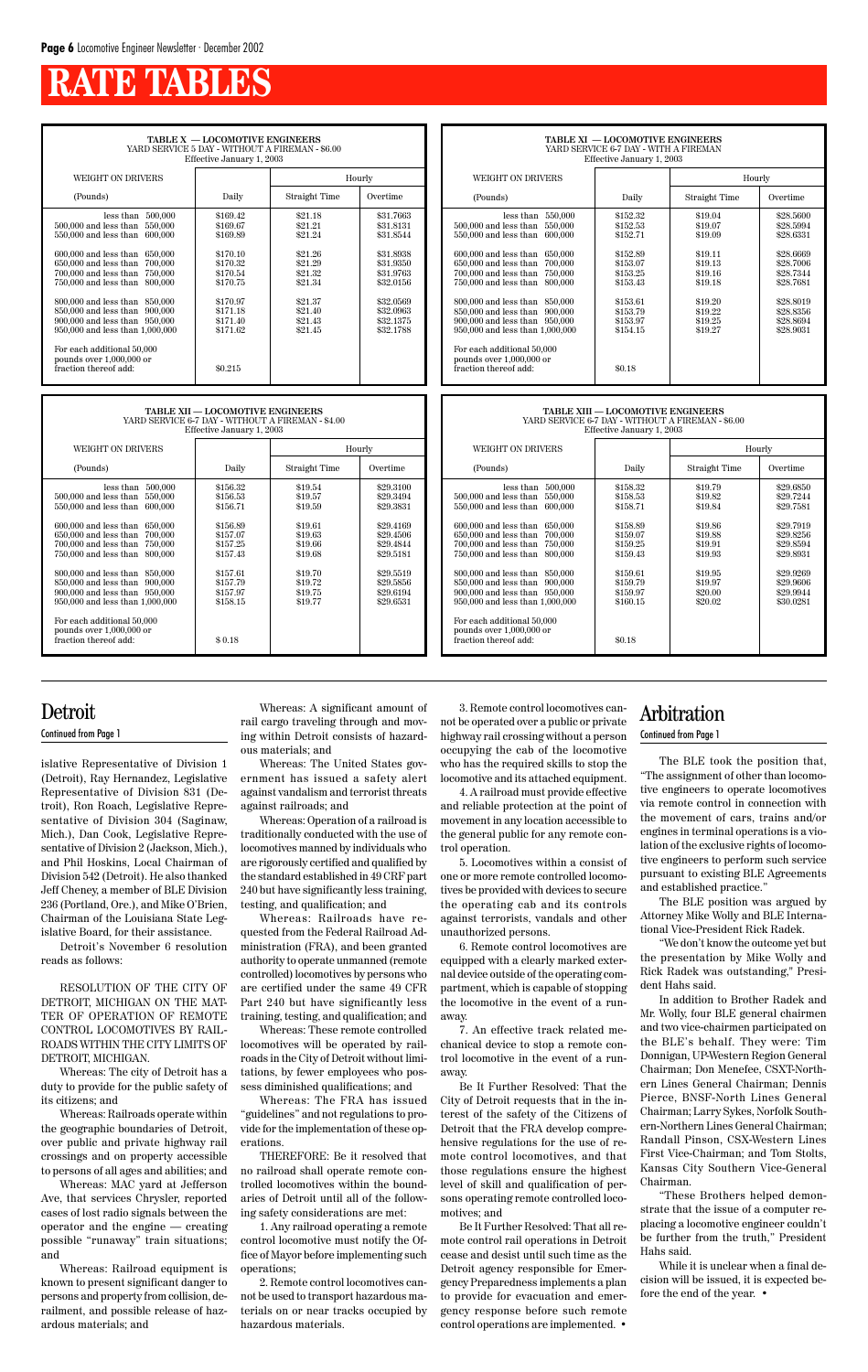# RATE TABLES

**TABLE X — LOCOMOTIVE ENGINEERS**
YARD SERVICE 5 DAY - WITHOUT A FIREMAN - $6.00
Effective January 1, 2003

| WEIGHT ON DRIVERS (Pounds) | Daily | Hourly Straight Time | Hourly Overtime |
|---|---|---|---|
| less than 500,000 | $169.42 | $21.18 | $31.7663 |
| 500,000 and less than 550,000 | $169.67 | $21.21 | $31.8131 |
| 550,000 and less than 600,000 | $169.89 | $21.24 | $31.8544 |
| 600,000 and less than 650,000 | $170.10 | $21.26 | $31.8938 |
| 650,000 and less than 700,000 | $170.32 | $21.29 | $31.9350 |
| 700,000 and less than 750,000 | $170.54 | $21.32 | $31.9763 |
| 750,000 and less than 800,000 | $170.75 | $21.34 | $32.0156 |
| 800,000 and less than 850,000 | $170.97 | $21.37 | $32.0569 |
| 850,000 and less than 900,000 | $171.18 | $21.40 | $32.0963 |
| 900,000 and less than 950,000 | $171.40 | $21.43 | $32.1375 |
| 950,000 and less than 1,000,000 | $171.62 | $21.45 | $32.1788 |
| For each additional 50,000 pounds over 1,000,000 or fraction thereof add: | $0.215 | | |

**TABLE XI — LOCOMOTIVE ENGINEERS**
YARD SERVICE 6-7 DAY - WITH A FIREMAN
Effective January 1, 2003

| WEIGHT ON DRIVERS (Pounds) | Daily | Hourly Straight Time | Hourly Overtime |
|---|---|---|---|
| less than 550,000 | $152.32 | $19.04 | $28.5600 |
| 500,000 and less than 550,000 | $152.53 | $19.07 | $28.5994 |
| 550,000 and less than 600,000 | $152.71 | $19.09 | $28.6331 |
| 600,000 and less than 650,000 | $152.89 | $19.11 | $28.6669 |
| 650,000 and less than 700,000 | $153.07 | $19.13 | $28.7006 |
| 700,000 and less than 750,000 | $153.25 | $19.16 | $28.7344 |
| 750,000 and less than 800,000 | $153.43 | $19.18 | $28.7681 |
| 800,000 and less than 850,000 | $153.61 | $19.20 | $28.8019 |
| 850,000 and less than 900,000 | $153.79 | $19.22 | $28.8356 |
| 900,000 and less than 950,000 | $153.97 | $19.25 | $28.8694 |
| 950,000 and less than 1,000,000 | $154.15 | $19.27 | $28.9031 |
| For each additional 50,000 pounds over 1,000,000 or fraction thereof add: | $0.18 | | |

**TABLE XII — LOCOMOTIVE ENGINEERS**
YARD SERVICE 6-7 DAY - WITHOUT A FIREMAN - $4.00
Effective January 1, 2003

| WEIGHT ON DRIVERS (Pounds) | Daily | Hourly Straight Time | Hourly Overtime |
|---|---|---|---|
| less than 500,000 | $156.32 | $19.54 | $29.3100 |
| 500,000 and less than 550,000 | $156.53 | $19.57 | $29.3494 |
| 550,000 and less than 600,000 | $156.71 | $19.59 | $29.3831 |
| 600,000 and less than 650,000 | $156.89 | $19.61 | $29.4169 |
| 650,000 and less than 700,000 | $157.07 | $19.63 | $29.4506 |
| 700,000 and less than 750,000 | $157.25 | $19.66 | $29.4844 |
| 750,000 and less than 800,000 | $157.43 | $19.68 | $29.5181 |
| 800,000 and less than 850,000 | $157.61 | $19.70 | $29.5519 |
| 850,000 and less than 900,000 | $157.79 | $19.72 | $29.5856 |
| 900,000 and less than 950,000 | $157.97 | $19.75 | $29.6194 |
| 950,000 and less than 1,000,000 | $158.15 | $19.77 | $29.6531 |
| For each additional 50,000 pounds over 1,000,000 or fraction thereof add: | $ 0.18 | | |

**TABLE XIII — LOCOMOTIVE ENGINEERS**
YARD SERVICE 6-7 DAY - WITHOUT A FIREMAN - $6.00
Effective January 1, 2003

| WEIGHT ON DRIVERS (Pounds) | Daily | Hourly Straight Time | Hourly Overtime |
|---|---|---|---|
| less than 500,000 | $158.32 | $19.79 | $29.6850 |
| 500,000 and less than 550,000 | $158.53 | $19.82 | $29.7244 |
| 550,000 and less than 600,000 | $158.71 | $19.84 | $29.7581 |
| 600,000 and less than 650,000 | $158.89 | $19.86 | $29.7919 |
| 650,000 and less than 700,000 | $159.07 | $19.88 | $29.8256 |
| 700,000 and less than 750,000 | $159.25 | $19.91 | $29.8594 |
| 750,000 and less than 800,000 | $159.43 | $19.93 | $29.8931 |
| 800,000 and less than 850,000 | $159.61 | $19.95 | $29.9269 |
| 850,000 and less than 900,000 | $159.79 | $19.97 | $29.9606 |
| 900,000 and less than 950,000 | $159.97 | $20.00 | $29.9944 |
| 950,000 and less than 1,000,000 | $160.15 | $20.02 | $30.0281 |
| For each additional 50,000 pounds over 1,000,000 or fraction thereof add: | $0.18 | | |

## Detroit

*Continued from Page 1*

islative Representative of Division 1 (Detroit), Ray Hernandez, Legislative Representative of Division 831 (Detroit), Ron Roach, Legislative Representative of Division 304 (Saginaw, Mich.), Dan Cook, Legislative Representative of Division 2 (Jackson, Mich.), and Phil Hoskins, Local Chairman of Division 542 (Detroit). He also thanked Jeff Cheney, a member of BLE Division 236 (Portland, Ore.), and Mike O'Brien, Chairman of the Louisiana State Legislative Board, for their assistance.

Detroit's November 6 resolution reads as follows:

RESOLUTION OF THE CITY OF DETROIT, MICHIGAN ON THE MATTER OF OPERATION OF REMOTE CONTROL LOCOMOTIVES BY RAILROADS WITHIN THE CITY LIMITS OF DETROIT, MICHIGAN.

Whereas: The city of Detroit has a duty to provide for the public safety of its citizens; and

Whereas: Railroads operate within the geographic boundaries of Detroit, over public and private highway rail crossings and on property accessible to persons of all ages and abilities; and

Whereas: MAC yard at Jefferson Ave, that services Chrysler, reported cases of lost radio signals between the operator and the engine — creating possible "runaway" train situations; and

Whereas: Railroad equipment is known to present significant danger to persons and property from collision, derailment, and possible release of hazardous materials; and

Whereas: A significant amount of rail cargo traveling through and moving within Detroit consists of hazardous materials; and

Whereas: The United States government has issued a safety alert against vandalism and terrorist threats against railroads; and

Whereas: Operation of a railroad is traditionally conducted with the use of locomotives manned by individuals who are rigorously certified and qualified by the standard established in 49 CRF part 240 but have significantly less training, testing, and qualification; and

Whereas: Railroads have requested from the Federal Railroad Administration (FRA), and been granted authority to operate unmanned (remote controlled) locomotives by persons who are certified under the same 49 CFR Part 240 but have significantly less training, testing, and qualification; and

Whereas: These remote controlled locomotives will be operated by railroads in the City of Detroit without limitations, by fewer employees who possess diminished qualifications; and

Whereas: The FRA has issued "guidelines" and not regulations to provide for the implementation of these operations.

THEREFORE: Be it resolved that no railroad shall operate remote controlled locomotives within the boundaries of Detroit until all of the following safety considerations are met:

1. Any railroad operating a remote control locomotive must notify the Office of Mayor before implementing such operations;

2. Remote control locomotives cannot be used to transport hazardous materials on or near tracks occupied by hazardous materials.

3. Remote control locomotives cannot be operated over a public or private highway rail crossing without a person occupying the cab of the locomotive who has the required skills to stop the locomotive and its attached equipment.

4. A railroad must provide effective and reliable protection at the point of movement in any location accessible to the general public for any remote control operation.

5. Locomotives within a consist of one or more remote controlled locomotives be provided with devices to secure the operating cab and its controls against terrorists, vandals and other unauthorized persons.

6. Remote control locomotives are equipped with a clearly marked external device outside of the operating compartment, which is capable of stopping the locomotive in the event of a runaway.

7. An effective track related mechanical device to stop a remote control locomotive in the event of a runaway.

Be It Further Resolved: That the City of Detroit requests that in the interest of the safety of the Citizens of Detroit that the FRA develop comprehensive regulations for the use of remote control locomotives, and that those regulations ensure the highest level of skill and qualification of persons operating remote controlled locomotives; and

Be It Further Resolved: That all remote control rail operations in Detroit cease and desist until such time as the Detroit agency responsible for Emergency Preparedness implements a plan to provide for evacuation and emergency response before such remote control operations are implemented. •

## Arbitration

*Continued from Page 1*

The BLE took the position that, "The assignment of other than locomotive engineers to operate locomotives via remote control in connection with the movement of cars, trains and/or engines in terminal operations is a violation of the exclusive rights of locomotive engineers to perform such service pursuant to existing BLE Agreements and established practice."

The BLE position was argued by Attorney Mike Wolly and BLE International Vice-President Rick Radek.

"We don't know the outcome yet but the presentation by Mike Wolly and Rick Radek was outstanding," President Hahs said.

In addition to Brother Radek and Mr. Wolly, four BLE general chairmen and two vice-chairmen participated on the BLE's behalf. They were: Tim Donnigan, UP-Western Region General Chairman; Don Menefee, CSXT-Northern Lines General Chairman; Dennis Pierce, BNSF-North Lines General Chairman; Larry Sykes, Norfolk Southern-Northern Lines General Chairman; Randall Pinson, CSX-Western Lines First Vice-Chairman; and Tom Stolts, Kansas City Southern Vice-General Chairman.

"These Brothers helped demonstrate that the issue of a computer replacing a locomotive engineer couldn't be further from the truth," President Hahs said.

While it is unclear when a final decision will be issued, it is expected before the end of the year. •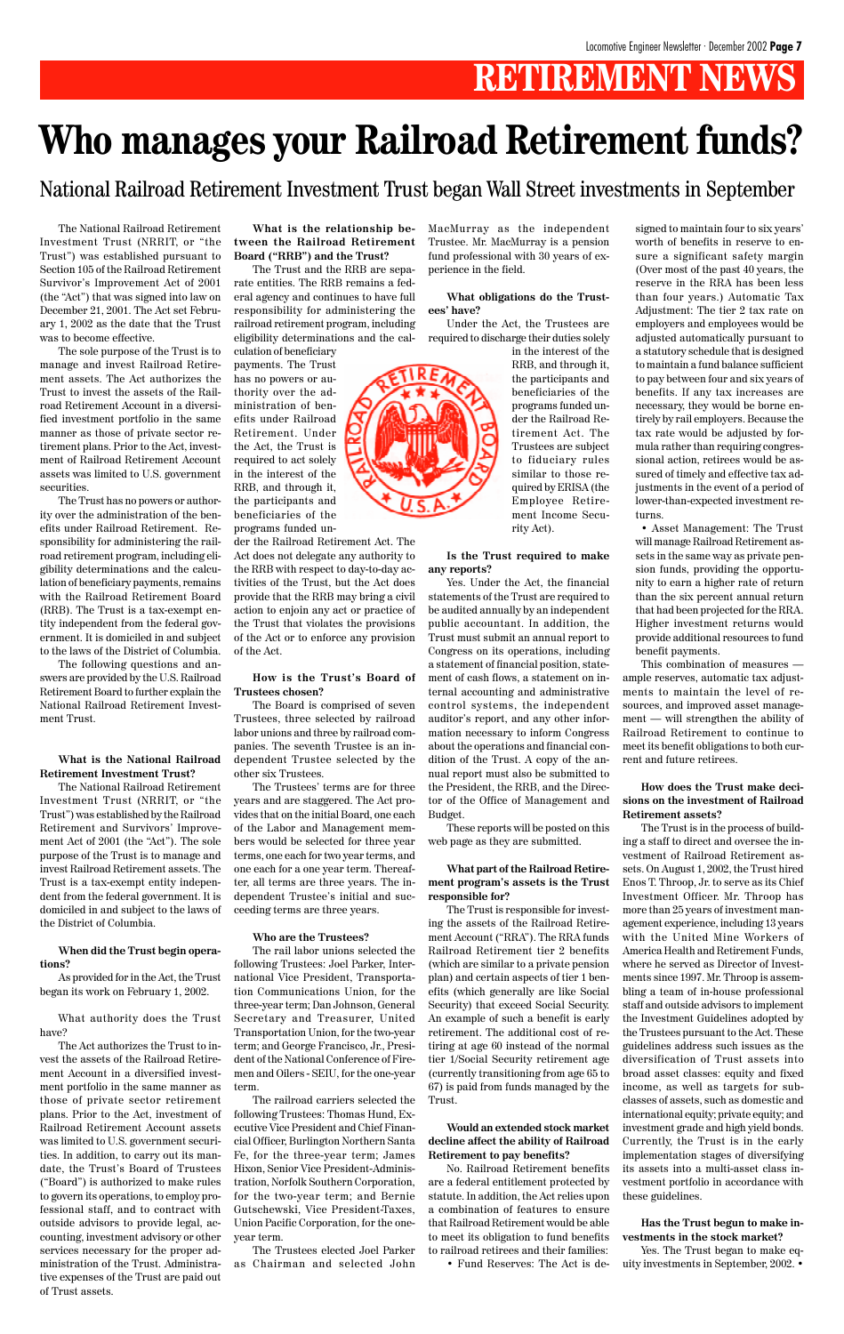# RETIREMENT NEWS

# Who manages your Railroad Retirement funds?

## National Railroad Retirement Investment Trust began Wall Street investments in September

The National Railroad Retirement Investment Trust (NRRIT, or "the Trust") was established pursuant to Section 105 of the Railroad Retirement Survivor's Improvement Act of 2001 (the "Act") that was signed into law on December 21, 2001. The Act set February 1, 2002 as the date that the Trust was to become effective.

The sole purpose of the Trust is to manage and invest Railroad Retirement assets. The Act authorizes the Trust to invest the assets of the Railroad Retirement Account in a diversified investment portfolio in the same manner as those of private sector retirement plans. Prior to the Act, investment of Railroad Retirement Account assets was limited to U.S. government securities.

The Trust has no powers or authority over the administration of the benefits under Railroad Retirement. Responsibility for administering the railroad retirement program, including eligibility determinations and the calculation of beneficiary payments, remains with the Railroad Retirement Board (RRB). The Trust is a tax-exempt entity independent from the federal government. It is domiciled in and subject to the laws of the District of Columbia.

The following questions and answers are provided by the U.S. Railroad Retirement Board to further explain the National Railroad Retirement Investment Trust.

**What is the National Railroad Retirement Investment Trust?**

The National Railroad Retirement Investment Trust (NRRIT, or "the Trust") was established by the Railroad Retirement and Survivors' Improvement Act of 2001 (the "Act"). The sole purpose of the Trust is to manage and invest Railroad Retirement assets. The Trust is a tax-exempt entity independent from the federal government. It is domiciled in and subject to the laws of the District of Columbia.

**When did the Trust begin operations?**

As provided for in the Act, the Trust began its work on February 1, 2002.

What authority does the Trust have?

The Act authorizes the Trust to invest the assets of the Railroad Retirement Account in a diversified investment portfolio in the same manner as those of private sector retirement plans. Prior to the Act, investment of Railroad Retirement Account assets was limited to U.S. government securities. In addition, to carry out its mandate, the Trust's Board of Trustees ("Board") is authorized to make rules to govern its operations, to employ professional staff, and to contract with outside advisors to provide legal, accounting, investment advisory or other services necessary for the proper administration of the Trust. Administrative expenses of the Trust are paid out of Trust assets.

**What is the relationship between the Railroad Retirement Board ("RRB") and the Trust?**

The Trust and the RRB are separate entities. The RRB remains a federal agency and continues to have full responsibility for administering the railroad retirement program, including eligibility determinations and the calculation of beneficiary payments. The Trust has no powers or authority over the administration of benefits under Railroad Retirement. Under the Act, the Trust is required to act solely in the interest of the RRB, and through it, the participants and beneficiaries of the programs funded under the Railroad Retirement Act. The Act does not delegate any authority to the RRB with respect to day-to-day activities of the Trust, but the Act does provide that the RRB may bring a civil action to enjoin any act or practice of the Trust that violates the provisions of the Act or to enforce any provision of the Act.

**How is the Trust's Board of Trustees chosen?**

The Board is comprised of seven Trustees, three selected by railroad labor unions and three by railroad companies. The seventh Trustee is an independent Trustee selected by the other six Trustees.

The Trustees' terms are for three years and are staggered. The Act provides that on the initial Board, one each of the Labor and Management members would be selected for three year terms, one each for two year terms, and one each for a one year term. Thereafter, all terms are three years. The independent Trustee's initial and succeeding terms are three years.

**Who are the Trustees?**

The rail labor unions selected the following Trustees: Joel Parker, International Vice President, Transportation Communications Union, for the three-year term; Dan Johnson, General Secretary and Treasurer, United Transportation Union, for the two-year term; and George Francisco, Jr., President of the National Conference of Firemen and Oilers - SEIU, for the one-year term.

The railroad carriers selected the following Trustees: Thomas Hund, Executive Vice President and Chief Financial Officer, Burlington Northern Santa Fe, for the three-year term; James Hixon, Senior Vice President-Administration, Norfolk Southern Corporation, for the two-year term; and Bernie Gutschewski, Vice President-Taxes, Union Pacific Corporation, for the one-year term.

The Trustees elected Joel Parker as Chairman and selected John MacMurray as the independent Trustee. Mr. MacMurray is a pension fund professional with 30 years of experience in the field.

**What obligations do the Trustees' have?**

Under the Act, the Trustees are required to discharge their duties solely in the interest of the RRB, and through it, the participants and beneficiaries of the programs funded under the Railroad Retirement Act. The Trustees are subject to fiduciary rules similar to those required by ERISA (the Employee Retirement Income Security Act).

**Is the Trust required to make any reports?**

Yes. Under the Act, the financial statements of the Trust are required to be audited annually by an independent public accountant. In addition, the Trust must submit an annual report to Congress on its operations, including a statement of financial position, statement of cash flows, a statement on internal accounting and administrative control systems, the independent auditor's report, and any other information necessary to inform Congress about the operations and financial condition of the Trust. A copy of the annual report must also be submitted to the President, the RRB, and the Director of the Office of Management and Budget.

These reports will be posted on this web page as they are submitted.

**What part of the Railroad Retirement program's assets is the Trust responsible for?**

The Trust is responsible for investing the assets of the Railroad Retirement Account ("RRA"). The RRA funds Railroad Retirement tier 2 benefits (which are similar to a private pension plan) and certain aspects of tier 1 benefits (which generally are like Social Security) that exceed Social Security. An example of such a benefit is early retirement. The additional cost of retiring at age 60 instead of the normal tier 1/Social Security retirement age (currently transitioning from age 65 to 67) is paid from funds managed by the Trust.

**Would an extended stock market decline affect the ability of Railroad Retirement to pay benefits?**

No. Railroad Retirement benefits are a federal entitlement protected by statute. In addition, the Act relies upon a combination of features to ensure that Railroad Retirement would be able to meet its obligation to fund benefits to railroad retirees and their families:

• Fund Reserves: The Act is designed to maintain four to six years' worth of benefits in reserve to ensure a significant safety margin (Over most of the past 40 years, the reserve in the RRA has been less than four years.) Automatic Tax Adjustment: The tier 2 tax rate on employers and employees would be adjusted automatically pursuant to a statutory schedule that is designed to maintain a fund balance sufficient to pay between four and six years of benefits. If any tax increases are necessary, they would be borne entirely by rail employers. Because the tax rate would be adjusted by formula rather than requiring congressional action, retirees would be assured of timely and effective tax adjustments in the event of a period of lower-than-expected investment returns.

• Asset Management: The Trust will manage Railroad Retirement assets in the same way as private pension funds, providing the opportunity to earn a higher rate of return than the six percent annual return that had been projected for the RRA. Higher investment returns would provide additional resources to fund benefit payments.

This combination of measures — ample reserves, automatic tax adjustments to maintain the level of resources, and improved asset management — will strengthen the ability of Railroad Retirement to continue to meet its benefit obligations to both current and future retirees.

**How does the Trust make decisions on the investment of Railroad Retirement assets?**

The Trust is in the process of building a staff to direct and oversee the investment of Railroad Retirement assets. On August 1, 2002, the Trust hired Enos T. Throop, Jr. to serve as its Chief Investment Officer. Mr. Throop has more than 25 years of investment management experience, including 13 years with the United Mine Workers of America Health and Retirement Funds, where he served as Director of Investments since 1997. Mr. Throop is assembling a team of in-house professional staff and outside advisors to implement the Investment Guidelines adopted by the Trustees pursuant to the Act. These guidelines address such issues as the diversification of Trust assets into broad asset classes: equity and fixed income, as well as targets for subclasses of assets, such as domestic and international equity; private equity; and investment grade and high yield bonds. Currently, the Trust is in the early implementation stages of diversifying its assets into a multi-asset class investment portfolio in accordance with these guidelines.

**Has the Trust begun to make investments in the stock market?**

Yes. The Trust began to make equity investments in September, 2002. •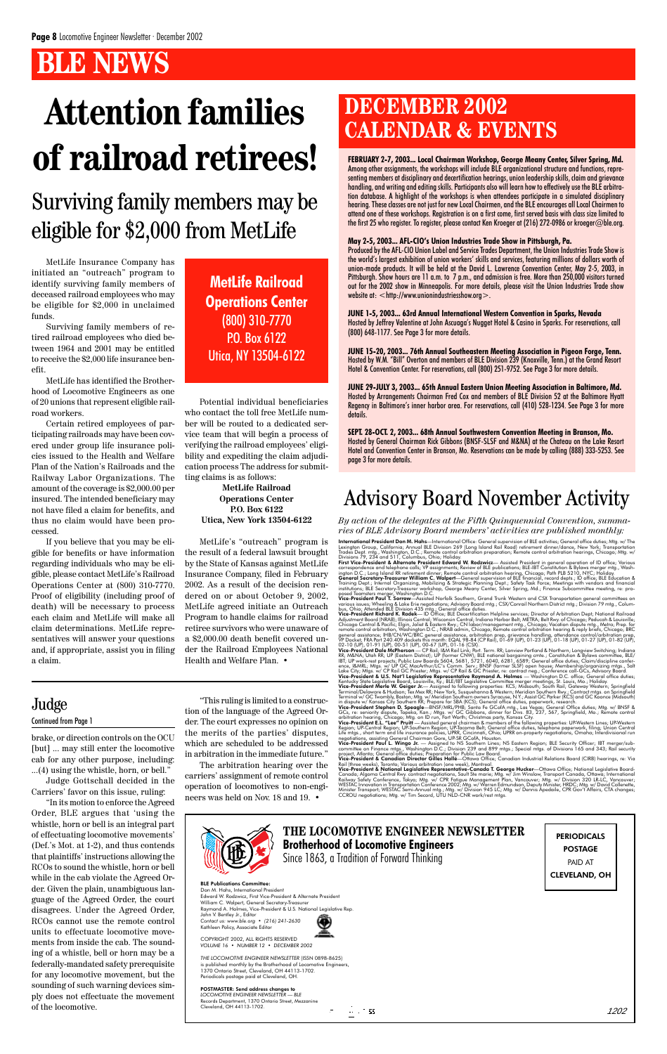# BLE NEWS

# Attention families of railroad retirees!

## Surviving family members may be eligible for $2,000 from MetLife

MetLife Insurance Company has initiated an "outreach" program to identify surviving family members of deceased railroad employees who may be eligible for $2,000 in unclaimed funds.

Surviving family members of retired railroad employees who died between 1964 and 2001 may be entitled to receive the $2,000 life insurance benefit.

MetLife has identified the Brotherhood of Locomotive Engineers as one of 20 unions that represent eligible railroad workers.

Certain retired employees of participating railroads may have been covered under group life insurance policies issued to the Health and Welfare Plan of the Nation's Railroads and the Railway Labor Organizations. The amount of the coverage is $2,000.00 per insured. The intended beneficiary may not have filed a claim for benefits, and thus no claim would have been processed.

If you believe that you may be eligible for benefits or have information regarding individuals who may be eligible, please contact MetLife's Railroad Operations Center at (800) 310-7770. Proof of eligibility (including proof of death) will be necessary to process each claim and MetLife will make all claim determinations. MetLife representatives will answer your questions and, if appropriate, assist you in filing a claim.

**MetLife Railroad Operations Center**
(800) 310-7770
P.O. Box 6122
Utica, NY 13504-6122

Potential individual beneficiaries who contact the toll free MetLife number will be routed to a dedicated service team that will begin a process of verifying the railroad employees' eligibility and expediting the claim adjudication process The address for submitting claims is as follows:

**MetLife Railroad**
**Operations Center**
**P.O. Box 6122**
**Utica, New York 13504-6122**

MetLife's "outreach" program is the result of a federal lawsuit brought by the State of Kansas against MetLife Insurance Company, filed in February 2002. As a result of the decision rendered on or about October 9, 2002, MetLife agreed initiate an Outreach Program to handle claims for railroad retiree survivors who were unaware of a $2,000.00 death benefit covered under the Railroad Employees National Health and Welfare Plan. •

## Judge

Continued from Page 1

brake, or direction controls on the OCU [but] ... may still enter the locomotive cab for any other purpose, including: ...(4) using the whistle, horn, or bell."

Judge Gottschall decided in the Carriers' favor on this issue, ruling:

"In its motion to enforce the Agreed Order, BLE argues that 'using the whistle, horn or bell is an integral part of effectuating locomotive movements' (Def.'s Mot. at 1-2), and thus contends that plaintiffs' instructions allowing the RCOs to sound the whistle, horn or bell while in the cab violate the Agreed Order. Given the plain, unambiguous language of the Agreed Order, the court disagrees. Under the Agreed Order, RCOs cannot use the remote control units to effectuate locomotive movements from inside the cab. The sounding of a whistle, bell or horn may be a federally-mandated safety prerequisite for any locomotive movement, but the sounding of such warning devices simply does not effectuate the movement of the locomotive.

"This ruling is limited to a construction of the language of the Agreed Order. The court expresses no opinion on the merits of the parties' disputes, which are scheduled to be addressed in arbitration in the immediate future."

The arbitration hearing over the carriers' assignment of remote control operation of locomotives to non-engineers was held on Nov. 18 and 19. •

# DECEMBER 2002 CALENDAR & EVENTS

**FEBRUARY 2-7, 2003... Local Chairman Workshop, George Meany Center, Silver Spring, Md.**
Among other assignments, the workshops will include BLE organizational structure and functions, representing members at disciplinary and decertification hearings, union leadership skills, claim and grievance handling, and writing and editing skills. Participants also will learn how to effectively use the BLE arbitration database. A highlight of the workshops is when attendees participate in a simulated disciplinary hearing. These classes are not just for new Local Chairmen, and the BLE encourages all Local Chairmen to attend one of these workshops. Registration is on a first come, first served basis with class size limited to the first 25 who register. To register, please contact Ken Kroeger at (216) 272-0986 or kroeger@ble.org.

**May 2-5, 2003... AFL-CIO's Union Industries Trade Show in Pittsburgh, Pa.**
Produced by the AFL-CIO Union Label and Service Trades Department, the Union Industries Trade Show is the world's largest exhibition of union workers' skills and services, featuring millions of dollars worth of union-made products. It will be held at the David L. Lawrence Convention Center, May 2-5, 2003, in Pittsburgh. Show hours are 11 a.m. to 7 p.m., and admission is free. More than 250,000 visitors turned out for the 2002 show in Minneapolis. For more details, please visit the Union Industries Trade show website at: <http://www.unionindustriesshow.org>.

**JUNE 1-5, 2003... 63rd Annual International Western Convention in Sparks, Nevada**
Hosted by Jeffrey Valentine at John Ascuaga's Nugget Hotel & Casino in Sparks. For reservations, call (800) 648-1177. See Page 3 for more details.

**JUNE 15-20, 2003... 76th Annual Southeastern Meeting Association in Pigeon Forge, Tenn.**
Hosted by W.M. "Bill" Overton and members of BLE Division 239 (Knoxville, Tenn.) at the Grand Resort Hotel & Convention Center. For reservations, call (800) 251-9752. See Page 3 for more details.

**JUNE 29-JULY 3, 2003... 65th Annual Eastern Union Meeting Association in Baltimore, Md.**
Hosted by Arrangements Chairman Fred Cox and members of BLE Division 52 at the Baltimore Hyatt Regency in Baltimore's inner harbor area. For reservations, call (410) 528-1234. See Page 3 for more details.

**SEPT. 28-OCT. 2, 2003... 68th Annual Southwestern Convention Meeting in Branson, Mo.**
Hosted by General Chairman Rick Gibbons (BNSF-SLSF and M&NA) at the Chateau on the Lake Resort Hotel and Convention Center in Branson, Mo. Reservations can be made by calling (888) 333-5253. See page 3 for more details.

# Advisory Board November Activity

*By action of the delegates at the Fifth Quinquennial Convention, summaries of BLE Advisory Board members' activities are published monthly:*

**International President Don M. Hahs**—International Office: General supervision of BLE activities; General office duties; Mtg. w/ The Lexington Group, California; Annual BLE Division 269 (Long Island Rail Road) retirement dinner/dance, New York; Transportation Trades Dept. mtg., Washington, D.C.; Remote control arbitration preparation; Remote control arbitration hearings, Chicago; Mtg. w/ Divisions 79, 234 and 511, Columbus, Ohio; Holiday.

**First Vice-President & Alternate President Edward W. Rodzwicz**— Assisted President in general operation of ID office; Various correspondence and telephone calls; VP assignments; Review of BLE publications; BLE-IBT Constitution & Bylaws merger mtg., Washington D.C.; Long Island RR retirement dinner; Remote control arbitration hearing, Chicago; Path PLB 5210, NYC; Holiday.

**General Secretary-Treasurer William C. Walpert**—General supervision of BLE financial, record depts.; ID office; BLE Education & Training Dept.; Internal Organizing, Mobilizing & Strategic Planning Dept.; Safety Task Force; Meetings with vendors and financial institutions; BLE Secretary-Treasurer workshop, George Meany Center, Silver Spring, Md.; Finance Subcommittee meeting, re: proposed Teamsters merger, Washington D.C.

**Vice-President Paul T. Sorrow**—Assisted Norfolk Southern, Grand Trunk Western and CSX Transportation general committees on various issues; Wheeling & Lake Erie negotiations; Advisory Board mtg.; CSX/Conrail Northern District mtg.; Division 79 mtg., Columbus, Ohio; Attended BLE Division 435 mtg.; General office duties.

**Vice-President Richard K. Radek**— ID Office; BLE Decertification Helpline services; Director of Arbitration Dept; National Railroad Adjustment Board (NRAB); Illinois Central; Wisconsin Central; Indiana Harbor Belt; METRA; Belt Rwy of Chicago; Paducah & Louisville; Chicago Central & Pacific; Elgin, Joliet & Eastern Rwy.; CN labor/management mtg., Chicago; Vacation dispute mtg.; Metra; Prep. for remote control arbitration, Washington D.C.; NRAB admin, Chicago; Remote control arbitration hearing & reply briefs, Chicago; BRC general assistance; IHB/CN/WC/BRC general assistance, arbitration prep, grievance handling, attendance control/arbitration prep, 9P Docket; FRA Part 240.409 dockets this month: EQAL 98-84 (CP Rail), 01-69 (UP), 01-23 (UP), 01-18 (UP), 01-27 (UP), 01-82 (UP), 02-10 (UP), 01-91 (UP), 00-51 (UP), 00-67 (UP), 01-16 (CSX).

**Vice-President Dale McPherson** — CP Rail; I&M Rail Link; Port. Term. RR; Lanview Portland & Western; Longview Switching; Indiana RR; M&NA, Utah RR; UP (Eastern District); UP (former CNW); BLE national bargaining cmte.; Constitution & Bylaws committee, BLE/IBT; UP work-rest projects, Public Law Boards 5604, 5681, 5721, 6040, 6281, 6589; General office duties; Claim/discipline conference, I&MRL; Mtgs. w/ UP GC MacArthur/LC's Comm. Serv.; BNSF (former SLSF) open house; Membership/organizing mtgs., Salt Lake City; Mtgs. w/ CP Rail GC Priester; Mtgs. w/ CP Rail & GC Priester, re: contract neg.; Conference call-GCs, Advisory Board.

**Vice-President & U.S. Nat'l Legislative Representative Raymond A. Holmes** — Washington D.C. office; General office duties; Kentucky State Legislative Board, Louisville, Ky.; BLE/IBT Legislative Committee merger meetings, St. Louis, Mo.; Holiday.

**Vice-President Merle W. Geiger Jr.**— Assigned to following properties: KCS; Midsouth; South Rail; Gateway Western; Springfield Terminal/Delaware & Hudson; Tex Mex RR; New York, Susquehanna & Western; Meridian Southern Rwy.; Contract mtgs. on Springfield Terminal w/ GC Tecembly, Boston; Mtg. w/ Meridian Southern owners Syracuse, N.Y.; Assist GC Parker (KCS) and GC Koonce (Midsouth) in dispute w/ Kansas City Southern RR; Prepare for SBA (KCS); General office duties, paperwork, research.

**Vice-President Stephen D. Speagle**—BNSF/MRL/PHB, Santa Fe GCofA mtg., Las Vegas; General Office duties; Mtg. w/ BNSF & GCs, re: seniority dispute, Topeka, Kan.; Mtgs. w/ GC Gibbons, dinner for Divs. 83, 237, 567, Springfield, Mo.; Remote control arbitration hearing, Chicago; Mtg. on ID run, Fort Worth; Christmas party, Kansas City.

**Vice-President E.L. "Lee" Pruitt** — Assisted general chairmen & members of the following properties: UP-Western Lines; UP-Western Region; UP-Central Region; UP-Southern Region; UP-Tacoma Belt; General office duties, telephone paperwork, filing; Union Central Life mtgs., short term and life insurance policies, UPRR, Cincinnati, Ohio; UPRR on-property negotiations, Omaha; Interdivisional run negotiations, assisting General Chairman Gore, UP-SR GCofA, Houston.

**Vice-President Paul L. Wingo Jr.** — Assigned to NS Southern Lines; NS Eastern Region; BLE Security Officer; IBT merger/subcommittee on Finance mtgs., Washington D.C.; Division 239 and 899 mtgs.; Special mtgs. of Divisions 165 and 343; Rail security project, Atlanta; General office duties; Preparation for Public Law Board.

**Vice-President & Canadian Director Gilles Hallé**—Ottawa Office; Canadian Industrial Relations Board (CIRB) hearings, re: Via Rail (three weeks), Toronto; Various arbitration (one week), Montreal.

**Vice-President & National Legislative Representative-Canada T. George Hucker**—Ottawa Office; National Legislative Board-Canada; Quebec Central Rwy. contract negotiations, Sault Ste marie; Mtg. w/ Jim Winslow, Transport Canada, Ottawa; International Railway Safety Conference, Tokyo; Mtg. w/ CPR Fatigue Management Plan, Vancouver; Mtg. w/ Division 320 LR-LC, Vancouver; WESTAC Innovation in Transportation Conference 2002; Mtg. w/ Warren Edmundson, Deputy Minister, HRDC; Mtg. w/ David Collenette, Minister Transport; WESTAC Semi-Annual mtg.; Mtg. w/ Division 945 LC; Mtg. w/ Dennis Apedaile, CPR Gov't Affairs, CTA changes; CCROU negotiations; Mtg. w/ Tim Secord, UTU NLD-CNR work/rest mtgs.

---

**THE LOCOMOTIVE ENGINEER NEWSLETTER**
**Brotherhood of Locomotive Engineers**
Since 1863, a Tradition of Forward Thinking

**PERIODICALS POSTAGE PAID AT CLEVELAND, OH**

**BLE Publications Committee:**
Don M. Hahs, International President
Edward W. Rodzwicz, First Vice-President & Alternate President
William C. Walpert, General Secretary-Treasurer
Raymond A. Holmes, Vice-President & U.S. National Legislative Rep.
John V. Bentley Jr., Editor
*Contact us: www.ble.org • (216) 241-2630*
Kathleen Policy, Associate Editor

COPYRIGHT 2002, ALL RIGHTS RESERVED
*VOLUME 16 • NUMBER 12 • DECEMBER 2002*

*THE LOCOMOTIVE ENGINEER NEWSLETTER* (ISSN 0898-8625) is published monthly by the Brotherhood of Locomotive Engineers, 1370 Ontario Street, Cleveland, OH 44113-1702. Periodicals postage paid at Cleveland, OH.

**POSTMASTER: Send address changes to**
*LOCOMOTIVE ENGINEER NEWSLETTER — BLE*
Records Department, 1370 Ontario Street, Mezzanine
Cleveland, OH 44113-1702.